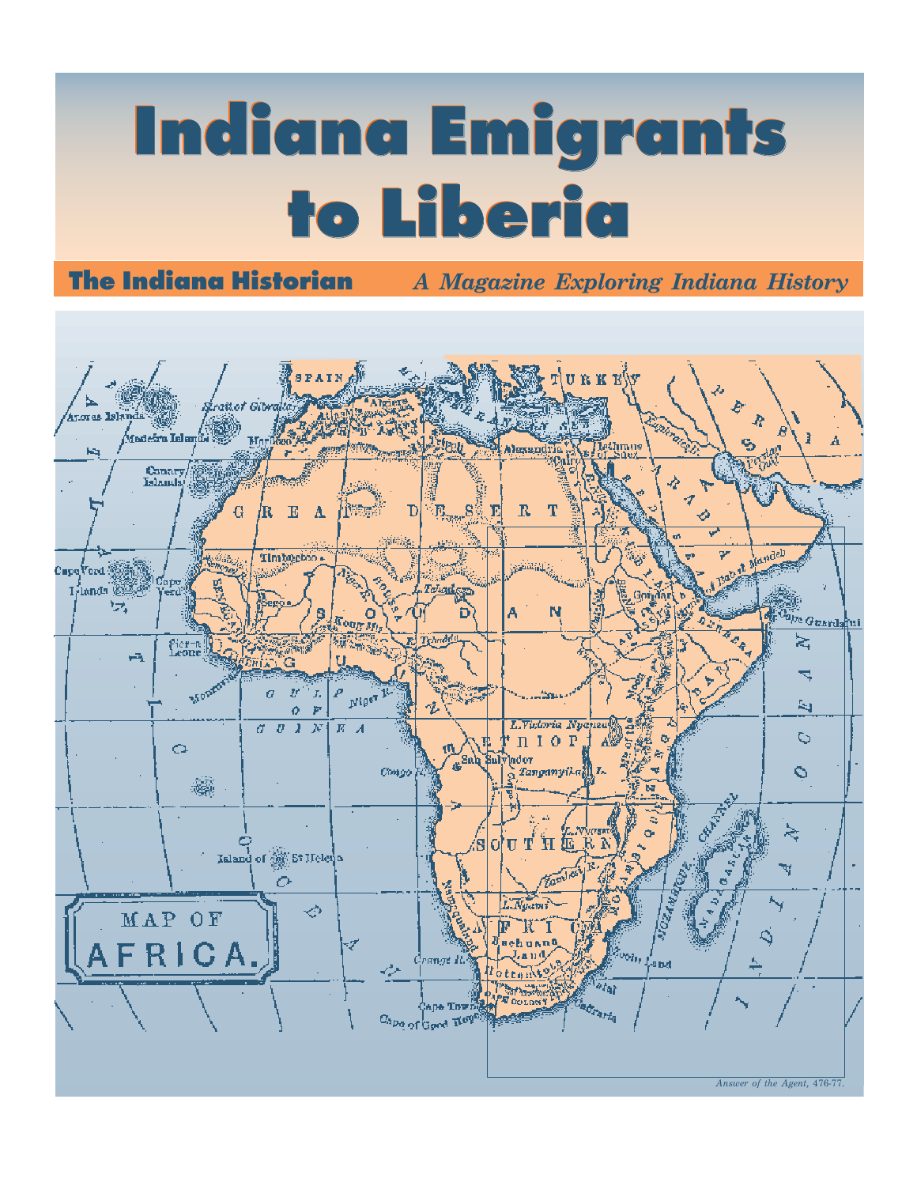# Indiana Emigrants to Liberia

**The Indiana Historian** *A Magazine Exploring Indiana History*

*Answer of the Agent,* 476-77.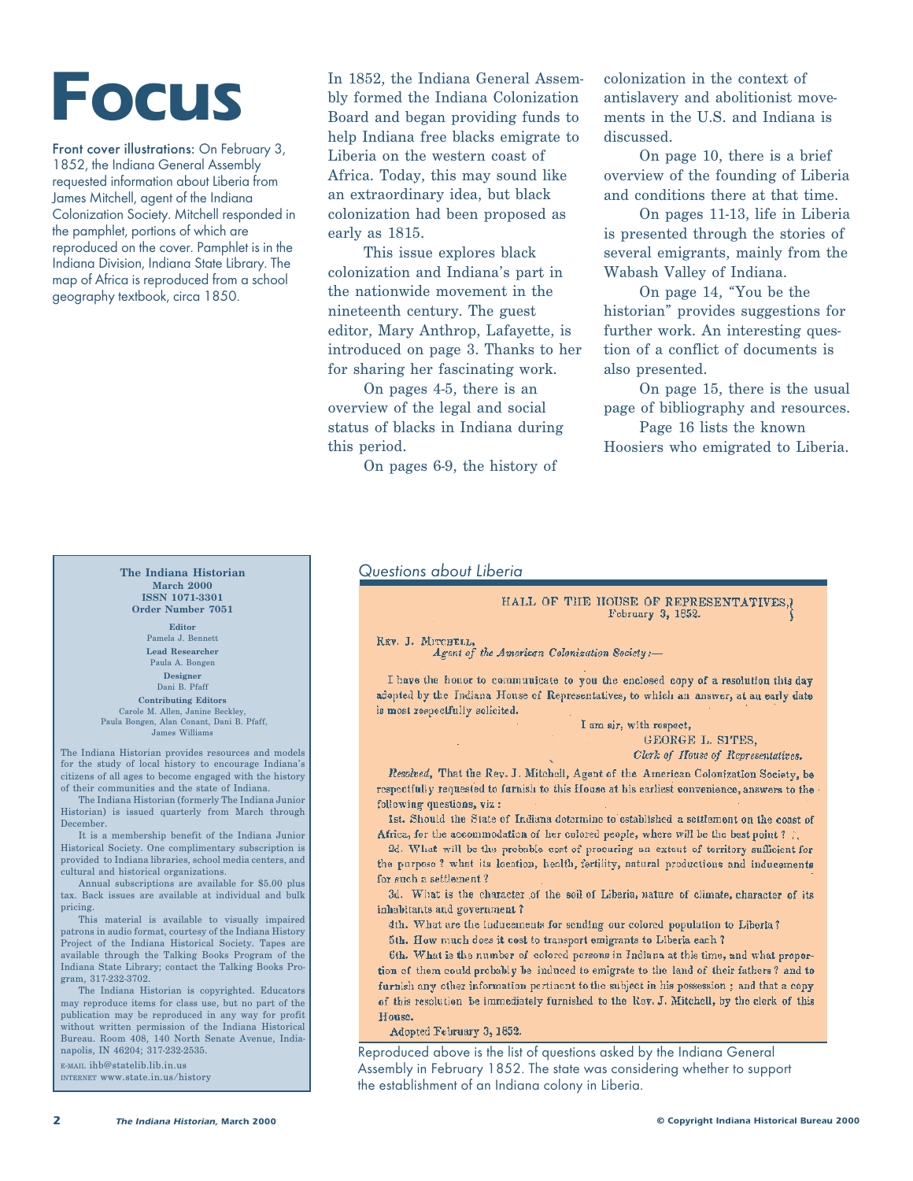# Focus

**Front cover illustrations:** On February 3, 1852, the Indiana General Assembly requested information about Liberia from James Mitchell, agent of the Indiana Colonization Society. Mitchell responded in the pamphlet, portions of which are reproduced on the cover. Pamphlet is in the Indiana Division, Indiana State Library. The map of Africa is reproduced from a school geography textbook, circa 1850.

In 1852, the Indiana General Assembly formed the Indiana Colonization Board and began providing funds to help Indiana free blacks emigrate to Liberia on the western coast of Africa. Today, this may sound like an extraordinary idea, but black colonization had been proposed as early as 1815.

This issue explores black colonization and Indiana's part in the nationwide movement in the nineteenth century. The guest editor, Mary Anthrop, Lafayette, is introduced on page 3. Thanks to her for sharing her fascinating work.

On pages 4-5, there is an overview of the legal and social status of blacks in Indiana during this period.

On pages 6-9, the history of colonization in the context of antislavery and abolitionist movements in the U.S. and Indiana is discussed.

On page 10, there is a brief overview of the founding of Liberia and conditions there at that time.

On pages 11-13, life in Liberia is presented through the stories of several emigrants, mainly from the Wabash Valley of Indiana.

On page 14, "You be the historian" provides suggestions for further work. An interesting question of a conflict of documents is also presented.

On page 15, there is the usual page of bibliography and resources.

Page 16 lists the known Hoosiers who emigrated to Liberia.

**The Indiana Historian**
**March 2000**
**ISSN 1071-3301**
**Order Number 7051**

**Editor**
Pamela J. Bennett

**Lead Researcher**
Paula A. Bongen

**Designer**
Dani B. Pfaff

**Contributing Editors**
Carole M. Allen, Janine Beckley, Paula Bongen, Alan Conant, Dani B. Pfaff, James Williams

The Indiana Historian provides resources and models for the study of local history to encourage Indiana's citizens of all ages to become engaged with the history of their communities and the state of Indiana.

The Indiana Historian (formerly The Indiana Junior Historian) is issued quarterly from March through December.

It is a membership benefit of the Indiana Junior Historical Society. One complimentary subscription is provided to Indiana libraries, school media centers, and cultural and historical organizations.

Annual subscriptions are available for $5.00 plus tax. Back issues are available at individual and bulk pricing.

This material is available to visually impaired patrons in audio format, courtesy of the Indiana History Project of the Indiana Historical Society. Tapes are available through the Talking Books Program of the Indiana State Library; contact the Talking Books Program, 317-232-3702.

The Indiana Historian is copyrighted. Educators may reproduce items for class use, but no part of the publication may be reproduced in any way for profit without written permission of the Indiana Historical Bureau. Room 408, 140 North Senate Avenue, Indianapolis, IN 46204; 317-232-2535.

E-MAIL ihb@statelib.lib.in.us
INTERNET www.state.in.us/history

*Questions about Liberia*

HALL OF THE HOUSE OF REPRESENTATIVES,
February 3, 1852.

REV. J. MITCHELL,
*Agent of the American Colonization Society:—*

I have the honor to communicate to you the enclosed copy of a resolution this day adopted by the Indiana House of Representatives, to which an answer, at an early date is most respectfully solicited.

I am sir, with respect,
GEORGE L. SITES,
*Clerk of House of Representatives.*

*Resolved,* That the Rev. J. Mitchell, Agent of the American Colonization Society, be respectfully requested to furnish to this House at his earliest convenience, answers to the following questions, viz:

1st. Should the State of Indiana determine to established a settlement on the coast of Africa, for the accommodation of her colored people, where will be the best point?

2d. What will be the probable cost of procuring an extent of territory sufficient for the purpose? what its location, health, fertility, natural productions and inducements for such a settlement?

3d. What is the character of the soil of Liberia, nature of climate, character of its inhabitants and government?

4th. What are the inducements for sending our colored population to Liberia?

5th. How much does it cost to transport emigrants to Liberia each?

6th. What is the number of colored persons in Indiana at this time, and what proportion of them could probably be induced to emigrate to the land of their fathers? and to furnish any other information pertinent to the subject in his possession; and that a copy of this resolution be immediately furnished to the Rev. J. Mitchell, by the clerk of this House.

Adopted February 3, 1852.

Reproduced above is the list of questions asked by the Indiana General Assembly in February 1852. The state was considering whether to support the establishment of an Indiana colony in Liberia.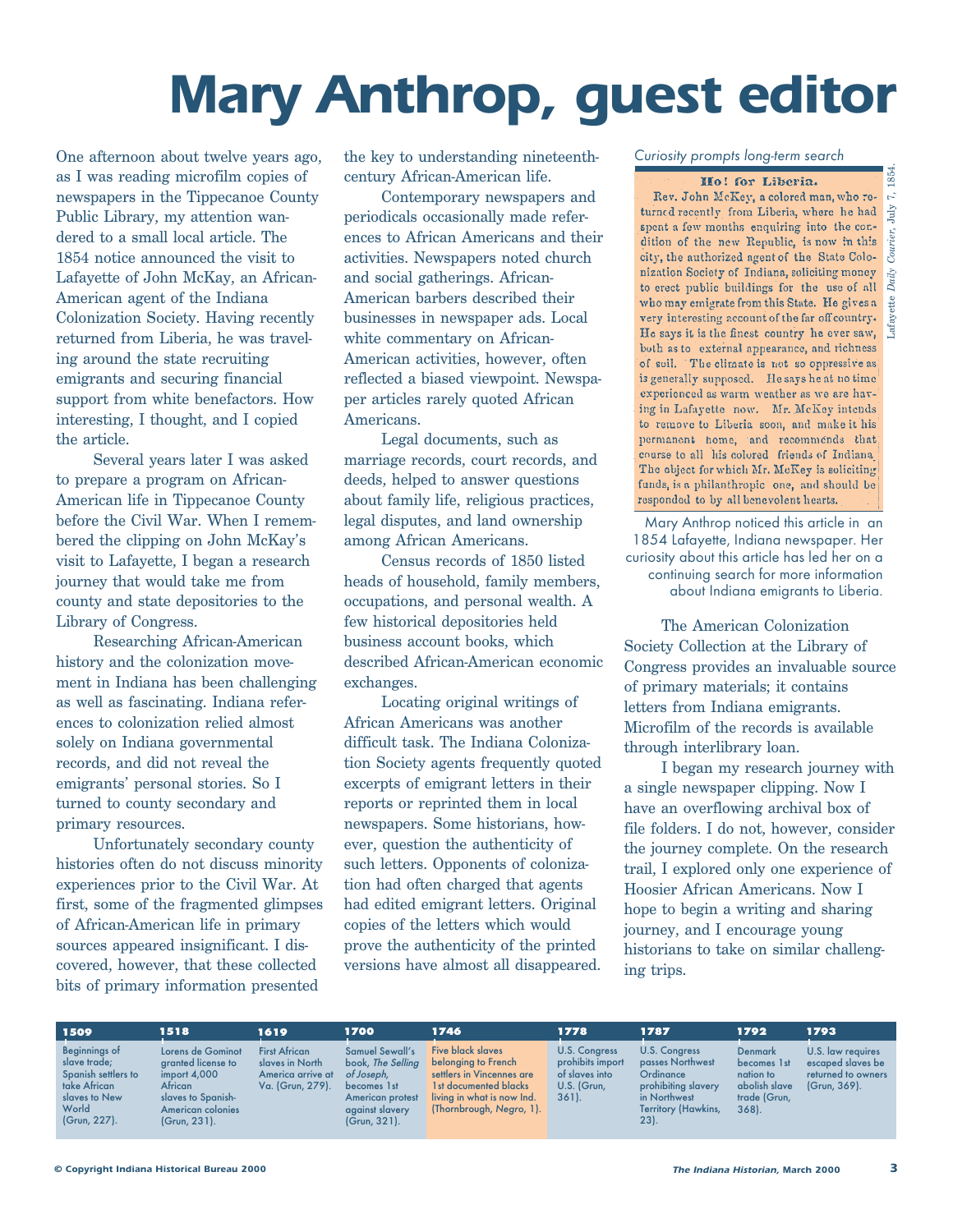# Mary Anthrop, guest editor

One afternoon about twelve years ago, as I was reading microfilm copies of newspapers in the Tippecanoe County Public Library, my attention wandered to a small local article. The 1854 notice announced the visit to Lafayette of John McKay, an African-American agent of the Indiana Colonization Society. Having recently returned from Liberia, he was traveling around the state recruiting emigrants and securing financial support from white benefactors. How interesting, I thought, and I copied the article.

Several years later I was asked to prepare a program on African-American life in Tippecanoe County before the Civil War. When I remembered the clipping on John McKay's visit to Lafayette, I began a research journey that would take me from county and state depositories to the Library of Congress.

Researching African-American history and the colonization movement in Indiana has been challenging as well as fascinating. Indiana references to colonization relied almost solely on Indiana governmental records, and did not reveal the emigrants' personal stories. So I turned to county secondary and primary resources.

Unfortunately secondary county histories often do not discuss minority experiences prior to the Civil War. At first, some of the fragmented glimpses of African-American life in primary sources appeared insignificant. I discovered, however, that these collected bits of primary information presented the key to understanding nineteenth-century African-American life.

Contemporary newspapers and periodicals occasionally made references to African Americans and their activities. Newspapers noted church and social gatherings. African-American barbers described their businesses in newspaper ads. Local white commentary on African-American activities, however, often reflected a biased viewpoint. Newspaper articles rarely quoted African Americans.

Legal documents, such as marriage records, court records, and deeds, helped to answer questions about family life, religious practices, legal disputes, and land ownership among African Americans.

Census records of 1850 listed heads of household, family members, occupations, and personal wealth. A few historical depositories held business account books, which described African-American economic exchanges.

Locating original writings of African Americans was another difficult task. The Indiana Colonization Society agents frequently quoted excerpts of emigrant letters in their reports or reprinted them in local newspapers. Some historians, however, question the authenticity of such letters. Opponents of colonization had often charged that agents had edited emigrant letters. Original copies of the letters which would prove the authenticity of the printed versions have almost all disappeared.

*Curiosity prompts long-term search*

**Ho! for Liberia.**

Rev. John McKey, a colored man, who returned recently from Liberia, where he had spent a few months enquiring into the condition of the new Republic, is now in this city, the authorized agent of the State Colonization Society of Indiana, soliciting money to erect public buildings for the use of all who may emigrate from this State. He gives a very interesting account of the far off country. He says it is the finest country he ever saw, both as to external appearance, and richness of soil. The climate is not so oppressive as is generally supposed. He says he at no time experienced as warm weather as we are having in Lafayette now. Mr. McKey intends to remove to Liberia soon, and make it his permanent home, and recommends that course to all his colored friends of Indiana. The object for which Mr. McKey is soliciting funds, is a philanthropic one, and should be responded to by all benevolent hearts.

Lafayette *Daily Courier*, July 7, 1854.

Mary Anthrop noticed this article in an 1854 Lafayette, Indiana newspaper. Her curiosity about this article has led her on a continuing search for more information about Indiana emigrants to Liberia.

The American Colonization Society Collection at the Library of Congress provides an invaluable source of primary materials; it contains letters from Indiana emigrants. Microfilm of the records is available through interlibrary loan.

I began my research journey with a single newspaper clipping. Now I have an overflowing archival box of file folders. I do not, however, consider the journey complete. On the research trail, I explored only one experience of Hoosier African Americans. Now I hope to begin a writing and sharing journey, and I encourage young historians to take on similar challenging trips.

| 1509 | 1518 | 1619 | 1700 | 1746 | 1778 | 1787 | 1792 | 1793 |
|---|---|---|---|---|---|---|---|---|
| Beginnings of slave trade; Spanish settlers to take African slaves to New World (Grun, 227). | Lorens de Gominot granted license to import 4,000 African slaves to Spanish-American colonies (Grun, 231). | First African slaves in North America arrive at Va. (Grun, 279). | Samuel Sewall's book, *The Selling of Joseph*, becomes 1st American protest against slavery (Grun, 321). | Five black slaves belonging to French settlers in Vincennes are 1st documented blacks living in what is now Ind. (Thornbrough, *Negro*, 1). | U.S. Congress prohibits import of slaves into U.S. (Grun, 361). | U.S. Congress passes Northwest Ordinance prohibiting slavery in Northwest Territory (Hawkins, 23). | Denmark becomes 1st nation to abolish slave trade (Grun, 368). | U.S. law requires escaped slaves be returned to owners (Grun, 369). |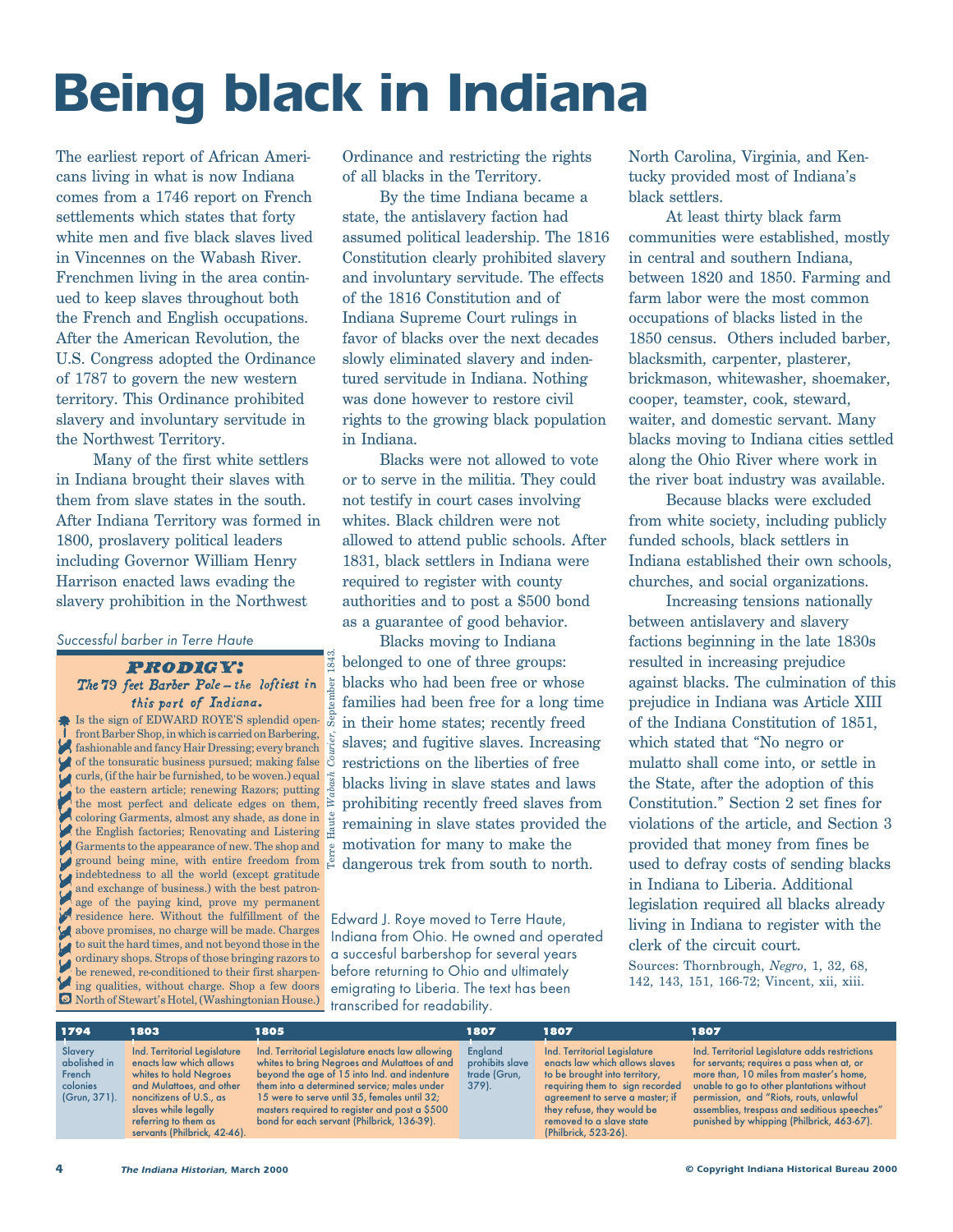# Being black in Indiana

The earliest report of African Americans living in what is now Indiana comes from a 1746 report on French settlements which states that forty white men and five black slaves lived in Vincennes on the Wabash River. Frenchmen living in the area continued to keep slaves throughout both the French and English occupations. After the American Revolution, the U.S. Congress adopted the Ordinance of 1787 to govern the new western territory. This Ordinance prohibited slavery and involuntary servitude in the Northwest Territory.

Many of the first white settlers in Indiana brought their slaves with them from slave states in the south. After Indiana Territory was formed in 1800, proslavery political leaders including Governor William Henry Harrison enacted laws evading the slavery prohibition in the Northwest Ordinance and restricting the rights of all blacks in the Territory.

By the time Indiana became a state, the antislavery faction had assumed political leadership. The 1816 Constitution clearly prohibited slavery and involuntary servitude. The effects of the 1816 Constitution and of Indiana Supreme Court rulings in favor of blacks over the next decades slowly eliminated slavery and indentured servitude in Indiana. Nothing was done however to restore civil rights to the growing black population in Indiana.

Blacks were not allowed to vote or to serve in the militia. They could not testify in court cases involving whites. Black children were not allowed to attend public schools. After 1831, black settlers in Indiana were required to register with county authorities and to post a $500 bond as a guarantee of good behavior.

Blacks moving to Indiana belonged to one of three groups: blacks who had been free or whose families had been free for a long time in their home states; recently freed slaves; and fugitive slaves. Increasing restrictions on the liberties of free blacks living in slave states and laws prohibiting recently freed slaves from remaining in slave states provided the motivation for many to make the dangerous trek from south to north. North Carolina, Virginia, and Kentucky provided most of Indiana's black settlers.

At least thirty black farm communities were established, mostly in central and southern Indiana, between 1820 and 1850. Farming and farm labor were the most common occupations of blacks listed in the 1850 census. Others included barber, blacksmith, carpenter, plasterer, brickmason, whitewasher, shoemaker, cooper, teamster, cook, steward, waiter, and domestic servant. Many blacks moving to Indiana cities settled along the Ohio River where work in the river boat industry was available.

Because blacks were excluded from white society, including publicly funded schools, black settlers in Indiana established their own schools, churches, and social organizations.

Increasing tensions nationally between antislavery and slavery factions beginning in the late 1830s resulted in increasing prejudice against blacks. The culmination of this prejudice in Indiana was Article XIII of the Indiana Constitution of 1851, which stated that "No negro or mulatto shall come into, or settle in the State, after the adoption of this Constitution." Section 2 set fines for violations of the article, and Section 3 provided that money from fines be used to defray costs of sending blacks in Indiana to Liberia. Additional legislation required all blacks already living in Indiana to register with the clerk of the circuit court.

Sources: Thornbrough, *Negro*, 1, 32, 68, 142, 143, 151, 166-72; Vincent, xii, xiii.

*Successful barber in Terre Haute*

**PRODIGY:**
***The 79 feet Barber Pole—the loftiest in this part of Indiana.***

Is the sign of EDWARD ROYE'S splendid open-front Barber Shop, in which is carried on Barbering, fashionable and fancy Hair Dressing; every branch of the tonsuratic business pursued; making false curls, (if the hair be furnished, to be woven.) equal to the eastern article; renewing Razors; putting the most perfect and delicate edges on them, coloring Garments, almost any shade, as done in the English factories; Renovating and Listering Garments to the appearance of new. The shop and ground being mine, with entire freedom from indebtedness to all the world (except gratitude and exchange of business.) with the best patronage of the paying kind, prove my permanent residence here. Without the fulfillment of the above promises, no charge will be made. Charges to suit the hard times, and not beyond those in the ordinary shops. Strops of those bringing razors to be renewed, re-conditioned to their first sharpening qualities, without charge. Shop a few doors North of Stewart's Hotel, (Washingtonian House.)

Terre Haute *Wabash Courier*, September 1843.

Edward J. Roye moved to Terre Haute, Indiana from Ohio. He owned and operated a succesful barbershop for several years before returning to Ohio and ultimately emigrating to Liberia. The text has been transcribed for readability.

| 1794 | 1803 | 1805 | 1807 | 1807 | 1807 |
|---|---|---|---|---|---|
| Slavery abolished in French colonies (Grun, 371). | Ind. Territorial Legislature enacts law which allows whites to hold Negroes and Mulattoes, and other noncitizens of U.S., as slaves while legally referring to them as servants (Philbrick, 42-46). | Ind. Territorial Legislature enacts law allowing whites to bring Negroes and Mulattoes of and beyond the age of 15 into Ind. and indenture them into a determined service; males under 15 were to serve until 35, females until 32; masters required to register and post a $500 bond for each servant (Philbrick, 136-39). | England prohibits slave trade (Grun, 379). | Ind. Territorial Legislature enacts law which allows slaves to be brought into territory, requiring them to sign recorded agreement to serve a master; if they refuse, they would be removed to a slave state (Philbrick, 523-26). | Ind. Territorial Legislature adds restrictions for servants; requires a pass when at, or more than, 10 miles from master's home, unable to go to other plantations without permission, and "Riots, routs, unlawful assemblies, trespass and seditious speeches" punished by whipping (Philbrick, 463-67). |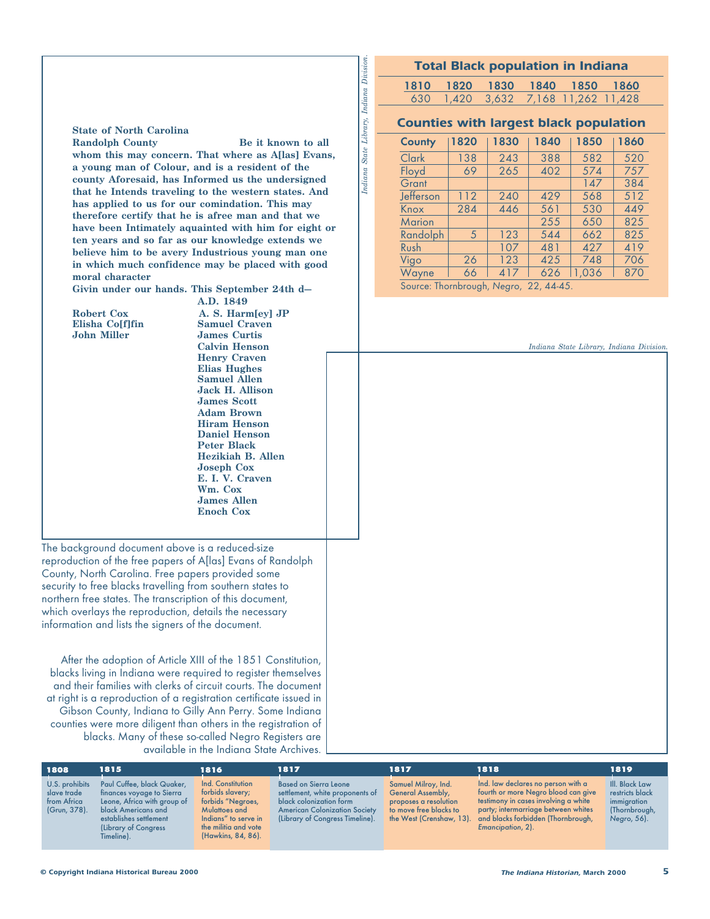**State of North Carolina**
**Randolph County** **Be it known to all whom this may concern. That where as A[las] Evans, a young man of Colour, and is a resident of the county Aforesaid, has Informed us the undersigned that he Intends traveling to the western states. And has applied to us for our comindation. This may therefore certify that he is afree man and that we have been Intimately aquainted with him for eight or ten years and so far as our knowledge extends we believe him to be avery Industrious young man one in which much confidence may be placed with good moral character**
**Givin under our hands. This September 24th d—**
**A.D. 1849**

**Robert Cox**
**Elisha Co[f]fin**
**John Miller**

**A. S. Harm[ey] JP**
**Samuel Craven**
**James Curtis**
**Calvin Henson**
**Henry Craven**
**Elias Hughes**
**Samuel Allen**
**Jack H. Allison**
**James Scott**
**Adam Brown**
**Hiram Henson**
**Daniel Henson**
**Peter Black**
**Hezikiah B. Allen**
**Joseph Cox**
**E. I. V. Craven**
**Wm. Cox**
**James Allen**
**Enoch Cox**

*Indiana State Library, Indiana Division.*

The background document above is a reduced-size reproduction of the free papers of A[las] Evans of Randolph County, North Carolina. Free papers provided some security to free blacks travelling from southern states to northern free states. The transcription of this document, which overlays the reproduction, details the necessary information and lists the signers of the document.

After the adoption of Article XIII of the 1851 Constitution, blacks living in Indiana were required to register themselves and their families with clerks of circuit courts. The document at right is a reproduction of a registration certificate issued in Gibson County, Indiana to Gilly Ann Perry. Some Indiana counties were more diligent than others in the registration of blacks. Many of these so-called Negro Registers are available in the Indiana State Archives.

*Indiana State Library, Indiana Division.*

## Total Black population in Indiana

| 1810 | 1820 | 1830 | 1840 | 1850 | 1860 |
|---|---|---|---|---|---|
| 630 | 1,420 | 3,632 | 7,168 | 11,262 | 11,428 |

## Counties with largest black population

| County | 1820 | 1830 | 1840 | 1850 | 1860 |
|---|---|---|---|---|---|
| Clark | 138 | 243 | 388 | 582 | 520 |
| Floyd | 69 | 265 | 402 | 574 | 757 |
| Grant | | | | 147 | 384 |
| Jefferson | 112 | 240 | 429 | 568 | 512 |
| Knox | 284 | 446 | 561 | 530 | 449 |
| Marion | | | 255 | 650 | 825 |
| Randolph | 5 | 123 | 544 | 662 | 825 |
| Rush | | 107 | 481 | 427 | 419 |
| Vigo | 26 | 123 | 425 | 748 | 706 |
| Wayne | 66 | 417 | 626 | 1,036 | 870 |

Source: Thornbrough, *Negro*, 22, 44-45.

| 1808 | 1815 | 1816 | 1817 | 1817 | 1818 | 1819 |
|---|---|---|---|---|---|---|
| U.S. prohibits slave trade from Africa (Grun, 378). | Paul Cuffee, black Quaker, finances voyage to Sierra Leone, Africa with group of black Americans and establishes settlement (Library of Congress Timeline). | Ind. Constitution forbids slavery; forbids "Negroes, Mulattoes and Indians" to serve in the militia and vote (Hawkins, 84, 86). | Based on Sierra Leone settlement, white proponents of black colonization form American Colonization Society (Library of Congress Timeline). | Samuel Milroy, Ind. General Assembly, proposes a resolution to move free blacks to the West (Crenshaw, 13). | Ind. law declares no person with a fourth or more Negro blood can give testimony in cases involving a white party; intermarriage between whites and blacks forbidden (Thornbrough, *Emancipation*, 2). | Ill. Black Law restricts black immigration (Thornbrough, *Negro*, 56). |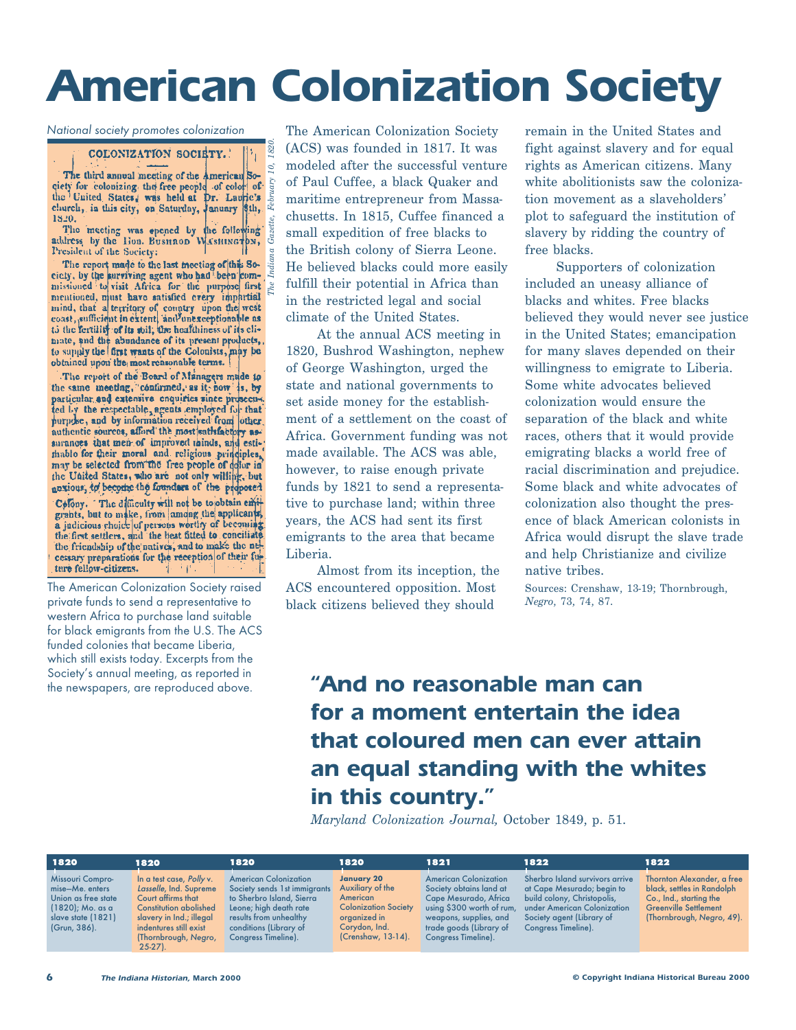# American Colonization Society

*National society promotes colonization*

COLONIZATION SOCIETY.

The third annual meeting of the American Society for colonizing the free people of color of the United States, was held at Dr. Laurie's church, in this city, on Saturday, January 8th, 1820.

The meeting was opened by the following address, by the Hon. BUSHROD WASHINGTON, President of the Society:

The report made to the last meeting of this Society, by the surviving agent who had been commissioned to visit Africa for the purpose first mentioned, must have satisfied every impartial mind, that a territory of country upon the west coast, sufficient in extent, and unexceptionable as to the fertility of its soil, the healthiness of its climate, and the abundance of its present products, to supply the first wants of the Colonists, may be obtained upon the most reasonable terms.

The report of the Board of Managers made to the same meeting, "confirmed, as it now is, by particular and extensive enquiries since prosecuted by the respectable agents employed for that purpose, and by information received from other authentic sources, afford the most satisfactory assurances that men of improved minds, and estimable for their moral and religious principles, may be selected from the free people of color in the United States, who are not only willing, but anxious, to become the founders of the proposed Colony. The difficulty will not be to obtain emigrants, but to make, from among the applicants, a judicious choice of persons worthy of becoming the first settlers, and the best fitted to conciliate the friendship of the natives, and to make the necessary preparations for the reception of their future fellow-citizens.

*The Indiana Gazette, February 10, 1820.*

The American Colonization Society raised private funds to send a representative to western Africa to purchase land suitable for black emigrants from the U.S. The ACS funded colonies that became Liberia, which still exists today. Excerpts from the Society's annual meeting, as reported in the newspapers, are reproduced above.

The American Colonization Society (ACS) was founded in 1817. It was modeled after the successful venture of Paul Cuffee, a black Quaker and maritime entrepreneur from Massachusetts. In 1815, Cuffee financed a small expedition of free blacks to the British colony of Sierra Leone. He believed blacks could more easily fulfill their potential in Africa than in the restricted legal and social climate of the United States.

At the annual ACS meeting in 1820, Bushrod Washington, nephew of George Washington, urged the state and national governments to set aside money for the establishment of a settlement on the coast of Africa. Government funding was not made available. The ACS was able, however, to raise enough private funds by 1821 to send a representative to purchase land; within three years, the ACS had sent its first emigrants to the area that became Liberia.

Almost from its inception, the ACS encountered opposition. Most black citizens believed they should remain in the United States and fight against slavery and for equal rights as American citizens. Many white abolitionists saw the colonization movement as a slaveholders' plot to safeguard the institution of slavery by ridding the country of free blacks.

Supporters of colonization included an uneasy alliance of blacks and whites. Free blacks believed they would never see justice in the United States; emancipation for many slaves depended on their willingness to emigrate to Liberia. Some white advocates believed colonization would ensure the separation of the black and white races, others that it would provide emigrating blacks a world free of racial discrimination and prejudice. Some black and white advocates of colonization also thought the presence of black American colonists in Africa would disrupt the slave trade and help Christianize and civilize native tribes.

Sources: Crenshaw, 13-19; Thornbrough, *Negro*, 73, 74, 87.

**"And no reasonable man can for a moment entertain the idea that coloured men can ever attain an equal standing with the whites in this country."**

*Maryland Colonization Journal,* October 1849, p. 51.

| 1820 | 1820 | 1820 | 1820 | 1821 | 1822 | 1822 |
|---|---|---|---|---|---|---|
| Missouri Compromise—Me. enters Union as free state (1820); Mo. as a slave state (1821) (Grun, 386). | In a test case, *Polly* v. *Lasselle*, Ind. Supreme Court affirms that Constitution abolished slavery in Ind.; illegal indentures still exist (Thornbrough, *Negro*, 25-27). | American Colonization Society sends 1st immigrants to Sherbro Island, Sierra Leone; high death rate results from unhealthy conditions (Library of Congress Timeline). | **January 20** Auxiliary of the American Colonization Society organized in Corydon, Ind. (Crenshaw, 13-14). | American Colonization Society obtains land at Cape Mesurado, Africa using $300 worth of rum, weapons, supplies, and trade goods (Library of Congress Timeline). | Sherbro Island survivors arrive at Cape Mesurado; begin to build colony, Christopolis, under American Colonization Society agent (Library of Congress Timeline). | Thornton Alexander, a free black, settles in Randolph Co., Ind., starting the Greenville Settlement (Thornbrough, *Negro*, 49). |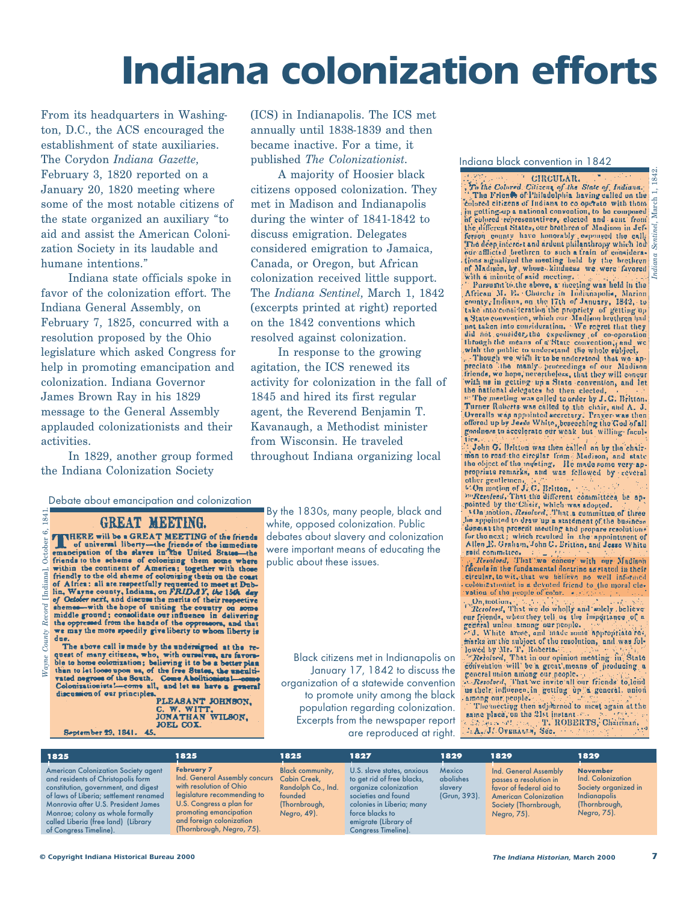# Indiana colonization efforts

From its headquarters in Washington, D.C., the ACS encouraged the establishment of state auxiliaries. The Corydon *Indiana Gazette*, February 3, 1820 reported on a January 20, 1820 meeting where some of the most notable citizens of the state organized an auxiliary "to aid and assist the American Colonization Society in its laudable and humane intentions."

Indiana state officials spoke in favor of the colonization effort. The Indiana General Assembly, on February 7, 1825, concurred with a resolution proposed by the Ohio legislature which asked Congress for help in promoting emancipation and colonization. Indiana Governor James Brown Ray in his 1829 message to the General Assembly applauded colonizationists and their activities.

In 1829, another group formed the Indiana Colonization Society (ICS) in Indianapolis. The ICS met annually until 1838-1839 and then became inactive. For a time, it published *The Colonizationist*.

A majority of Hoosier black citizens opposed colonization. They met in Madison and Indianapolis during the winter of 1841-1842 to discuss emigration. Delegates considered emigration to Jamaica, Canada, or Oregon, but African colonization received little support. The *Indiana Sentinel*, March 1, 1842 (excerpts printed at right) reported on the 1842 conventions which resolved against colonization.

In response to the growing agitation, the ICS renewed its activity for colonization in the fall of 1845 and hired its first regular agent, the Reverend Benjamin T. Kavanaugh, a Methodist minister from Wisconsin. He traveled throughout Indiana organizing local

Debate about emancipation and colonization

*Wayne County Record* [Indiana], October 6, 1841.

**GREAT MEETING.**

THERE will be a GREAT MEETING of the friends of universal liberty—the friends of the immediate emancipation of the slaves in the United States—the friends to the scheme of colonizing them some where within the continent of America; together with those friendly to the old sheme of colonizing them on the coast of Africa: all are respectfully requested to meet at Dublin, Wayne county, Indiana, on *FRIDAY, the 15th day of October next*, and discuss the merits of their respective shemes—with the hope of uniting the country on some middle ground; consolidate our influence in delivering the oppressed from the hands of the oppressors, and that we may the more speedily give liberty to whom liberty is due.

The above call is made by the undersigned at the request of many citizens, who, with ourselves, are favorable to home colonization; believing it to be a better plan than to let loose upon us, of the free States, the uncultivated negroes of the South. Come Abolitionists!—come Colonizationists!—come all, and let us have a general discussion of our principles.

PLEASANT JOHNSON,
C. W. WITT,
JONATHAN WILSON,
JOEL COX.

September 29, 1841. 45.

By the 1830s, many people, black and white, opposed colonization. Public debates about slavery and colonization were important means of educating the public about these issues.

Indiana black convention in 1842

*Indiana Sentinel*, March 1, 1842.

**CIRCULAR.**

*To the Colored Citizens of the State of Indiana.*

The Friends of Philadelphia having called on the colored citizens of Indiana to co operate with them in getting up a national convention, to be composed of colored representatives, elected and sent from the different States, our brethren of Madison in Jefferson county have honorably espoused the call. The deep interest and ardent philanthropy which led our afflicted brethren to such a train of considerations signalized the meeting held by the brethren of Madison, by whose kindness we were favored with a minute of said meeting.

Pursuant to the above, a meeting was held in the African M. E. Church in Indianapolis, Marion county, Indiana, on the 17th of January, 1842, to take into consideration the propriety of getting up a State convention, which our Madison brethren had not taken into consideration. We regret that they did not consider the expediency of co-operation through the means of a State convention, and we wish the public to understand the whole subject.

Though we wish it to be understood that we appreciate the manly proceedings of our Madison friends, we hope, nevertheless, that they will concur with us in getting up a State convention, and let the national delegates be then elected.

The meeting was called to order by J. C. Britton. Turner Roberts was called to the chair, and A. J. Overalls was appointed secretary. Prayer was then offered up by Jesse White, beseeching the God of all goodness to accelerate our weak but willing faculties.

John C. Britton was then called on by the chairman to read the circular from Madison, and state the object of the meeting. He made some very appropriate remarks, and was followed by several other gentlemen.

On motion of J. C. Britton,

*Resolved*, That the different committees be appointed by the Chair, which was adopted.

On motion, *Resolved*, That a committee of three be appointed to draw up a statement of the business done at the present meeting and prepare resolutions for the next; which resulted in the appointment of Allen E. Graham, John C. Britton, and Jesse White said committee.

*Resolved*, That we concur with our Madison friends in the fundamental doctrine as stated in their circular, to wit, that we believe no well informed colonizationist is a devoted friend to the moral elevation of the people of color.

On motion,

*Resolved*, That we do wholly and solely believe our friends, when they tell us the importance of a general union among our people.

J. White arose, and made some appropriate remarks on the subject of the resolution, and was followed by Mr. T. Roberts.

*Resolved*, That in our opinion meeting in State convention will be a great means of producing a general union among our people.

*Resolved*, That we invite all our friends to lend us their influence in getting up a general union among our people.

The meeting then adjourned to meet again at the same place, on the 21st instant.

T. ROBERTS, Chairman.
A. J. OVERALLS, Sec.

Black citizens met in Indianapolis on January 17, 1842 to discuss the organization of a statewide convention to promote unity among the black population regarding colonization. Excerpts from the newspaper report are reproduced at right.

| 1825 | 1825 | 1825 | 1827 | 1829 | 1829 | 1829 |
|---|---|---|---|---|---|---|
| American Colonization Society agent and residents of Christopolis form constitution, government, and digest of laws of Liberia; settlement renamed Monrovia after U.S. President James Monroe; colony as whole formally called Liberia (free land) (Library of Congress Timeline). | **February 7** Ind. General Assembly concurs with resolution of Ohio legislature recommending to U.S. Congress a plan for promoting emancipation and foreign colonization (Thornbrough, *Negro*, 75). | Black community, Cabin Creek, Randolph Co., Ind. founded (Thornbrough, *Negro*, 49). | U.S. slave states, anxious to get rid of free blacks, organize colonization societies and found colonies in Liberia; many force blacks to emigrate (Library of Congress Timeline). | Mexico abolishes slavery (Grun, 393). | Ind. General Assembly passes a resolution in favor of federal aid to American Colonization Society (Thornbrough, *Negro*, 75). | **November** Ind. Colonization Society organized in Indianapolis (Thornbrough, *Negro*, 75). |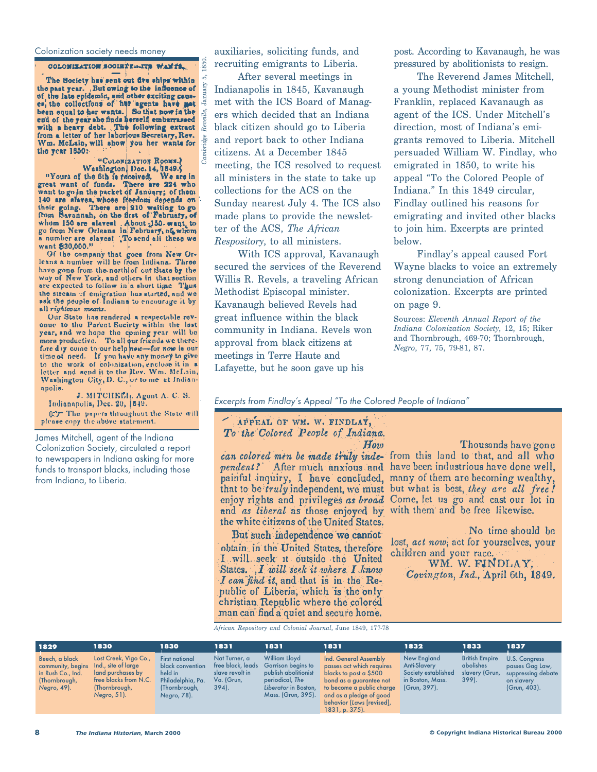Colonization society needs money

**COLONIZATION SOCIETY—ITS WANTS.**

The Society has sent out five ships within the past year. But owing to the influence of of the late epidemic, and other exciting causes, the collections of her agents have not been equal to her wants. So that now in the end of the year she finds herself embarrassed with a heavy debt. The following extract from a letter of her laborious Secretary, Rev. Wm. McLain, will show you her wants for the year 1850:

"COLONIZATION ROOMS.)
Washington, Dec. 14, 1849.)

"Yours of the 6th is received. We are in great want of funds. There are 224 who want to go in the packet of January; of them 140 are slaves, whose freedom depends on their going. There are 210 waiting to go from Savannah, on the first of February, of whom 150 are slaves! About 150 want to go from New Orleans in February, of whom a number are slaves! To send all these we want $30,000."

Of the company that goes from New Orleans a number will be from Indiana. Three have gone from the north of our State by the way of New York, and others in that section are expected to follow in a short time. Thus the stream of emigration has started, and we ask the people of Indiana to encourage it by all *righteous means.*

Our State has rendered a respectable revenue to the Parent Society within the last year, and we hope the coming year will be more productive. To all our friends we therefore d y come to our help *now*—for *now* is our time of need. If you have any money to give to the work of colonization, enclose it in a letter and send it to the Rev. Wm. McLain, Washington City, D. C., or to me at Indianapolis.

J. MITCHELL, Agent A. C. S.
Indianapolis, Dec. 20, 1849.

☞ The papers throughout the State will please copy the above statement.

*Cambridge Reveille*, January 5, 1850.

James Mitchell, agent of the Indiana Colonization Society, circulated a report to newspapers in Indiana asking for more funds to transport blacks, including those from Indiana, to Liberia.

auxiliaries, soliciting funds, and recruiting emigrants to Liberia.

After several meetings in Indianapolis in 1845, Kavanaugh met with the ICS Board of Managers which decided that an Indiana black citizen should go to Liberia and report back to other Indiana citizens. At a December 1845 meeting, the ICS resolved to request all ministers in the state to take up collections for the ACS on the Sunday nearest July 4. The ICS also made plans to provide the newsletter of the ACS, *The African Respository*, to all ministers.

With ICS approval, Kavanaugh secured the services of the Reverend Willis R. Revels, a traveling African Methodist Episcopal minister. Kavanaugh believed Revels had great influence within the black community in Indiana. Revels won approval from black citizens at meetings in Terre Haute and Lafayette, but he soon gave up his post. According to Kavanaugh, he was pressured by abolitionists to resign.

The Reverend James Mitchell, a young Methodist minister from Franklin, replaced Kavanaugh as agent of the ICS. Under Mitchell's direction, most of Indiana's emigrants removed to Liberia. Mitchell persuaded William W. Findlay, who emigrated in 1850, to write his appeal "To the Colored People of Indiana." In this 1849 circular, Findlay outlined his reasons for emigrating and invited other blacks to join him. Excerpts are printed below.

Findlay's appeal caused Fort Wayne blacks to voice an extremely strong denunciation of African colonization. Excerpts are printed on page 9.

Sources: *Eleventh Annual Report of the Indiana Colonization Society*, 12, 15; Riker and Thornbrough, 469-70; Thornbrough, *Negro*, 77, 75, 79-81, 87.

*Excerpts from Findlay's Appeal "To the Colored People of Indiana"*

APPEAL OF WM. W. FINDLAY,
*To the Colored People of Indiana.*

*How can colored men be made truly independent?* After much anxious and painful inquiry, I have concluded, that to be *truly* independent, we must enjoy rights and privileges *as broad* and *as liberal* as those enjoyed by the white citizens of the United States.

But such independence we cannot obtain in the United States, therefore I will seek it outside the United States. *I will seek it where I know I can find it*, and that is in the Republic of Liberia, which is the only christian Republic where the colored man can find a quiet and secure home.

Thousands have gone from this land to that, and all who have been industrious have done well, many of them are becoming wealthy, but what is best, *they are all free!* Come, let us go and cast our lot in with them and be free likewise.

No time should be lost, *act now*; act for yourselves, your children and your race.

WM. W. FINDLAY,
*Covington, Ind.*, April 6th, 1849.

*African Repository and Colonial Journal*, June 1849, 177-78

| 1829 | 1830 | 1830 | 1831 | 1831 | 1831 | 1832 | 1833 | 1837 |
|---|---|---|---|---|---|---|---|---|
| Beech, a black community, begins in Rush Co., Ind. (Thornbrough, *Negro*, 49). | Lost Creek, Vigo Co., Ind., site of large land purchases by free blacks from N.C. (Thornbrough, *Negro*, 51). | First national black convention held in Philadelphia, Pa. (Thornbrough, *Negro*, 78). | Nat Turner, a free black, leads slave revolt in Va. (Grun, 394). | William Lloyd Garrison begins to publish abolitionist periodical, *The Liberator* in Boston, Mass. (Grun, 395). | Ind. General Assembly passes act which requires blacks to post a $500 bond as a guarantee not to become a public charge and as a pledge of good behavior (*Laws* [revised], 1831, p. 375). | New England Anti-Slavery Society established in Boston, Mass. (Grun, 397). | British Empire abolishes slavery (Grun, 399). | U.S. Congress passes Gag Law, suppressing debate on slavery (Grun, 403). |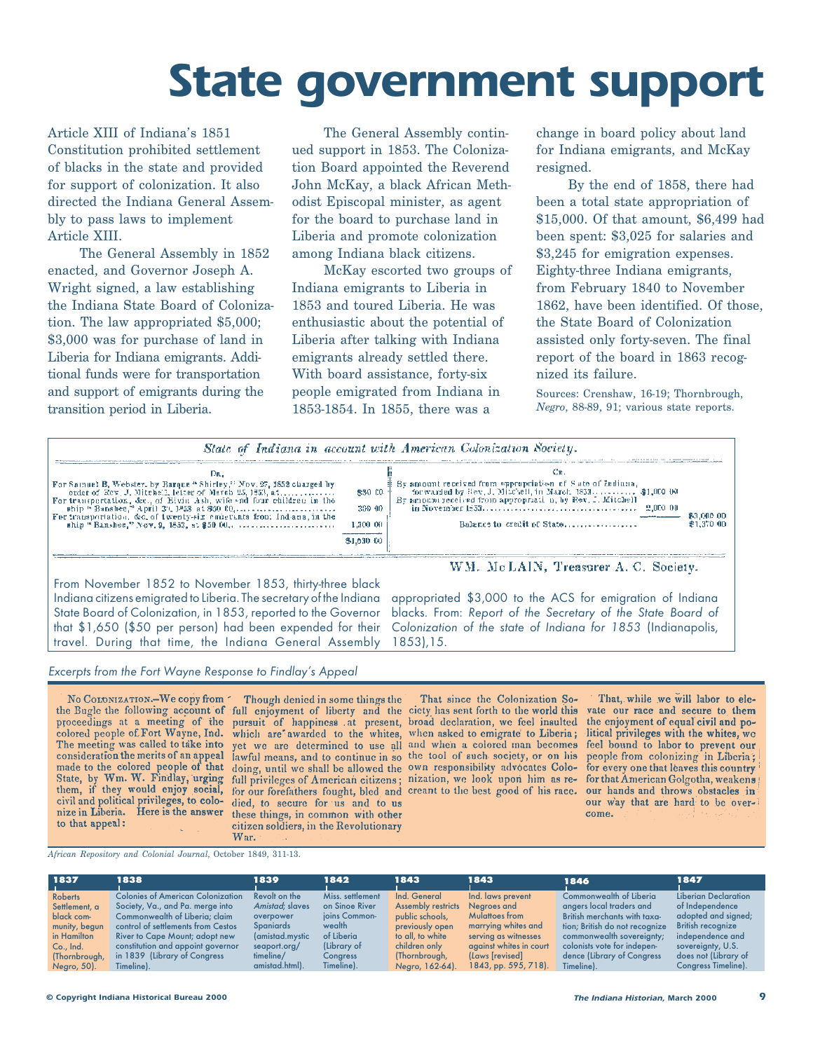# State government support

Article XIII of Indiana's 1851 Constitution prohibited settlement of blacks in the state and provided for support of colonization. It also directed the Indiana General Assembly to pass laws to implement Article XIII.

The General Assembly in 1852 enacted, and Governor Joseph A. Wright signed, a law establishing the Indiana State Board of Colonization. The law appropriated $5,000; $3,000 was for purchase of land in Liberia for Indiana emigrants. Additional funds were for transportation and support of emigrants during the transition period in Liberia.

The General Assembly continued support in 1853. The Colonization Board appointed the Reverend John McKay, a black African Methodist Episcopal minister, as agent for the board to purchase land in Liberia and promote colonization among Indiana black citizens.

McKay escorted two groups of Indiana emigrants to Liberia in 1853 and toured Liberia. He was enthusiastic about the potential of Liberia after talking with Indiana emigrants already settled there. With board assistance, forty-six people emigrated from Indiana in 1853-1854. In 1855, there was a change in board policy about land for Indiana emigrants, and McKay resigned.

By the end of 1858, there had been a total state appropriation of $15,000. Of that amount, $6,499 had been spent: $3,025 for salaries and $3,245 for emigration expenses. Eighty-three Indiana emigrants, from February 1840 to November 1862, have been identified. Of those, the State Board of Colonization assisted only forty-seven. The final report of the board in 1863 recognized its failure.

Sources: Crenshaw, 16-19; Thornbrough, *Negro*, 88-89, 91; various state reports.

*State of Indiana in account with American Colonization Society.*

| Dr. | | Cr. | | |
|---|---|---|---|---|
| For Samuel B. Webster, by Barque "Shirley," Nov. 27, 1852 charged by order of Rev. J. Mitchell, letter of March 25, 1853, at............ | $50 00 | By amount received from appropriation of State of Indiana, forwarded by Rev. J. Mitchell, in March, 1853.............. | $1,000 00 | |
| For transportation, &c., of Elvin Ash, wife and four children in the ship "Banshee," April 30, 1853 at $50 00,.................... | 300 00 | By amount received from appropriation, by Rev. J. Mitchell in November 1853.................................... | 2,000 00 | $3,000 00 |
| For transportation, &c. of twenty-six emigrants from Indiana, in the ship "Banshee," Nov. 9, 1853, at $50 00,.................... | 1,300 00 | Balance to credit of State.................. | | $1,350 00 |
| | $1,650 00 | | | |

WM. McLAIN, Treasurer A. C. Society.

From November 1852 to November 1853, thirty-three black Indiana citizens emigrated to Liberia. The secretary of the Indiana State Board of Colonization, in 1853, reported to the Governor that $1,650 ($50 per person) had been expended for their travel. During that time, the Indiana General Assembly appropriated $3,000 to the ACS for emigration of Indiana blacks. From: *Report of the Secretary of the State Board of Colonization of the state of Indiana for 1853* (Indianapolis, 1853),15.

*Excerpts from the Fort Wayne Response to Findlay's Appeal*

NO COLONIZATION.—We copy from the Bugle the following account of the proceedings at a meeting of the colored people of Fort Wayne, Ind. The meeting was called to take into consideration the merits of an appeal made to the colored people of that State, by Wm. W. Findlay, urging them, if they would enjoy social, civil and political privileges, to colonize in Liberia. Here is the answer to that appeal:

Though denied in some things the full enjoyment of liberty and the pursuit of happiness at present, which are awarded to the whites, yet we are determined to use all lawful means, and to continue in so doing, until we shall be allowed the full privileges of American citizens; for our forefathers fought, bled and died, to secure for us and to us these things, in common with other citizen soldiers, in the Revolutionary War.

That since the Colonization Society has sent forth to the world this broad declaration, we feel insulted when asked to emigrate to Liberia; and when a colored man becomes the tool of such society, or on his own responsibility advocates Colonization, we look upon him as recreant to the best good of his race.

That, while we will labor to elevate our race and secure to them the enjoyment of equal civil and political privileges with the whites, we feel bound to labor to prevent our people from colonizing in Liberia; for every one that leaves this country for that American Golgotha, weakens our hands and throws obstacles in our way that are hard to be overcome.

*African Repository and Colonial Journal*, October 1849, 311-13.

| 1837 | 1838 | 1839 | 1842 | 1843 | 1843 | 1846 | 1847 |
|---|---|---|---|---|---|---|---|
| Roberts Settlement, a black community, begun in Hamilton Co., Ind. (Thornbrough, *Negro*, 50). | Colonies of American Colonization Society, Va., and Pa. merge into Commonwealth of Liberia; claim control of settlements from Cestos River to Cape Mount; adopt new constitution and appoint governor in 1839 (Library of Congress Timeline). | Revolt on the *Amistad*; slaves overpower Spaniards (amistad.mystic seaport.org/ timeline/ amistad.html). | Miss. settlement on Sinoe River joins Commonwealth of Liberia (Library of Congress Timeline). | Ind. General Assembly restricts public schools, previously open to all, to white children only (Thornbrough, *Negro*, 162-64). | Ind. laws prevent Negroes and Mulattoes from marrying whites and serving as witnesses against whites in court (*Laws* [revised] 1843, pp. 595, 718). | Commonwealth of Liberia angers local traders and British merchants with taxation; British do not recognize commonwealth sovereignty; colonists vote for independence (Library of Congress Timeline). | Liberian Declaration of Independence adopted and signed; British recognize independence and sovereignty, U.S. does not (Library of Congress Timeline). |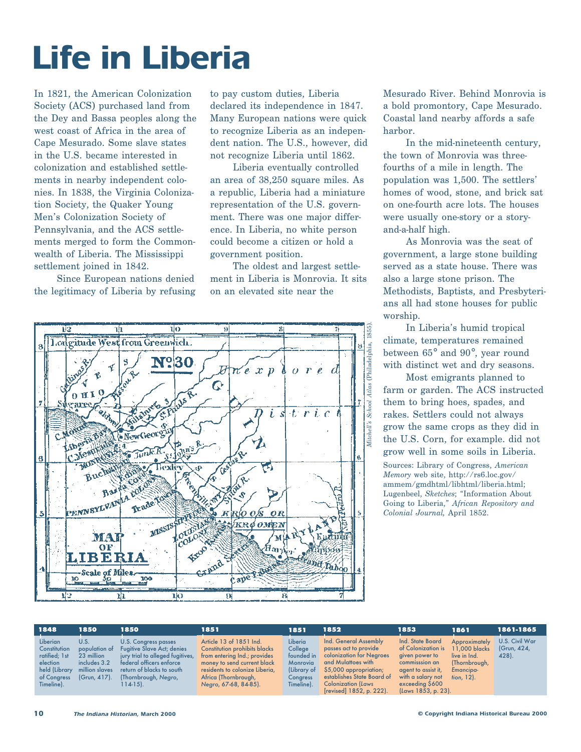# Life in Liberia

In 1821, the American Colonization Society (ACS) purchased land from the Dey and Bassa peoples along the west coast of Africa in the area of Cape Mesurado. Some slave states in the U.S. became interested in colonization and established settlements in nearby independent colonies. In 1838, the Virginia Colonization Society, the Quaker Young Men's Colonization Society of Pennsylvania, and the ACS settlements merged to form the Commonwealth of Liberia. The Mississippi settlement joined in 1842.

Since European nations denied the legitimacy of Liberia by refusing to pay custom duties, Liberia declared its independence in 1847. Many European nations were quick to recognize Liberia as an independent nation. The U.S., however, did not recognize Liberia until 1862.

Liberia eventually controlled an area of 38,250 square miles. As a republic, Liberia had a miniature representation of the U.S. government. There was one major difference. In Liberia, no white person could become a citizen or hold a government position.

The oldest and largest settlement in Liberia is Monrovia. It sits on an elevated site near the Mesurado River. Behind Monrovia is a bold promontory, Cape Mesurado. Coastal land nearby affords a safe harbor.

In the mid-nineteenth century, the town of Monrovia was three-fourths of a mile in length. The population was 1,500. The settlers' homes of wood, stone, and brick sat on one-fourth acre lots. The houses were usually one-story or a story-and-a-half high.

As Monrovia was the seat of government, a large stone building served as a state house. There was also a large stone prison. The Methodists, Baptists, and Presbyterians all had stone houses for public worship.

In Liberia's humid tropical climate, temperatures remained between 65° and 90°, year round with distinct wet and dry seasons.

Most emigrants planned to farm or garden. The ACS instructed them to bring hoes, spades, and rakes. Settlers could not always grow the same crops as they did in the U.S. Corn, for example. did not grow well in some soils in Liberia.

Sources: Library of Congress, *American Memory* web site, http://rs6.loc.gov/ammem/gmdhtml/libhtml/liberia.html; Lugenbeel, *Sketches*; "Information About Going to Liberia," *African Repository and Colonial Journal,* April 1852.

*Mitchell's School Atlas* (Philadelphia, 1855).

| 1848 | 1850 | 1850 | 1851 | 1851 | 1852 | 1853 | 1861 | 1861-1865 |
|---|---|---|---|---|---|---|---|---|
| Liberian Constitution ratified; 1st election held (Library of Congress Timeline). | U.S. population of 23 million includes 3.2 million slaves (Grun, 417). | U.S. Congress passes Fugitive Slave Act; denies jury trial to alleged fugitives, federal officers enforce return of blacks to south (Thornbrough, *Negro*, 114-15). | Article 13 of 1851 Ind. Constitution prohibits blacks from entering Ind.; provides money to send current black residents to colonize Liberia, Africa (Thornbrough, *Negro*, 67-68, 84-85). | Liberia College founded in Monrovia (Library of Congress Timeline). | Ind. General Assembly passes act to provide colonization for Negroes and Mulattoes with $5,000 appropriation; establishes State Board of Colonization (*Laws* [revised] 1852, p. 222). | Ind. State Board of Colonization is given power to commisssion an agent to assist it, with a salary not exceeding $600 (*Laws* 1853, p. 23). | Approximately 11,000 blacks live in Ind. (Thornbrough, *Emancipation*, 12). | U.S. Civil War (Grun, 424, 428). |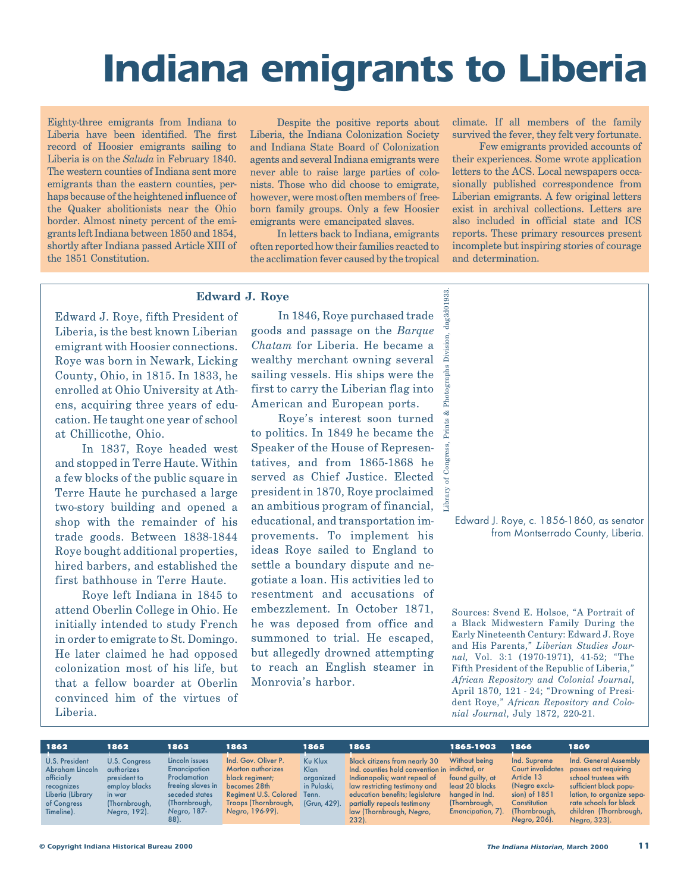# Indiana emigrants to Liberia

Eighty-three emigrants from Indiana to Liberia have been identified. The first record of Hoosier emigrants sailing to Liberia is on the *Saluda* in February 1840. The western counties of Indiana sent more emigrants than the eastern counties, perhaps because of the heightened influence of the Quaker abolitionists near the Ohio border. Almost ninety percent of the emigrants left Indiana between 1850 and 1854, shortly after Indiana passed Article XIII of the 1851 Constitution.

Despite the positive reports about Liberia, the Indiana Colonization Society and Indiana State Board of Colonization agents and several Indiana emigrants were never able to raise large parties of colonists. Those who did choose to emigrate, however, were most often members of free-born family groups. Only a few Hoosier emigrants were emancipated slaves.

In letters back to Indiana, emigrants often reported how their families reacted to the acclimation fever caused by the tropical climate. If all members of the family survived the fever, they felt very fortunate.

Few emigrants provided accounts of their experiences. Some wrote application letters to the ACS. Local newspapers occasionally published correspondence from Liberian emigrants. A few original letters exist in archival collections. Letters are also included in official state and ICS reports. These primary resources present incomplete but inspiring stories of courage and determination.

### Edward J. Roye

Edward J. Roye, fifth President of Liberia, is the best known Liberian emigrant with Hoosier connections. Roye was born in Newark, Licking County, Ohio, in 1815. In 1833, he enrolled at Ohio University at Athens, acquiring three years of education. He taught one year of school at Chillicothe, Ohio.

In 1837, Roye headed west and stopped in Terre Haute. Within a few blocks of the public square in Terre Haute he purchased a large two-story building and opened a shop with the remainder of his trade goods. Between 1838-1844 Roye bought additional properties, hired barbers, and established the first bathhouse in Terre Haute.

Roye left Indiana in 1845 to attend Oberlin College in Ohio. He initially intended to study French in order to emigrate to St. Domingo. He later claimed he had opposed colonization most of his life, but that a fellow boarder at Oberlin convinced him of the virtues of Liberia.

In 1846, Roye purchased trade goods and passage on the *Barque Chatam* for Liberia. He became a wealthy merchant owning several sailing vessels. His ships were the first to carry the Liberian flag into American and European ports.

Roye's interest soon turned to politics. In 1849 he became the Speaker of the House of Representatives, and from 1865-1868 he served as Chief Justice. Elected president in 1870, Roye proclaimed an ambitious program of financial, educational, and transportation improvements. To implement his ideas Roye sailed to England to settle a boundary dispute and negotiate a loan. His activities led to resentment and accusations of embezzlement. In October 1871, he was deposed from office and summoned to trial. He escaped, but allegedly drowned attempting to reach an English steamer in Monrovia's harbor.

Library of Congress, Prints & Photographs Division, dag3d01933.

Edward J. Roye, c. 1856-1860, as senator from Montserrado County, Liberia.

Sources: Svend E. Holsoe, "A Portrait of a Black Midwestern Family During the Early Nineteenth Century: Edward J. Roye and His Parents," *Liberian Studies Journal,* Vol. 3:1 (1970-1971), 41-52; "The Fifth President of the Republic of Liberia," *African Repository and Colonial Journal*, April 1870, 121 - 24; "Drowning of President Roye," *African Repository and Colonial Journal*, July 1872, 220-21.

| 1862 | 1862 | 1863 | 1863 | 1865 | 1865 | 1865-1903 | 1866 | 1869 |
|---|---|---|---|---|---|---|---|---|
| U.S. President Abraham Lincoln officially recognizes Liberia (Library of Congress Timeline). | U.S. Congress authorizes president to employ blacks in war (Thornbrough, *Negro*, 192). | Lincoln issues Emancipation Proclamation freeing slaves in seceded states (Thornbrough, *Negro*, 187-88). | Ind. Gov. Oliver P. Morton authorizes black regiment; becomes 28th Regiment U.S. Colored Troops (Thornbrough, *Negro*, 196-99). | Ku Klux Klan organized in Pulaski, Tenn. (Grun, 429). | Black citizens from nearly 30 Ind. counties hold convention in Indianapolis; want repeal of law restricting testimony and education benefits; legislature partially repeals testimony law (Thornbrough, *Negro*, 232). | Without being indicted, or found guilty, at least 20 blacks hanged in Ind. (Thornbrough, *Emancipation*, 7). | Ind. Supreme Court invalidates Article 13 (Negro exclusion) of 1851 Constitution (Thornbrough, *Negro*, 206). | Ind. General Assembly passes act requiring school trustees with sufficient black population, to organize separate schools for black children (Thornbrough, *Negro*, 323). |

© Copyright Indiana Historical Bureau 2000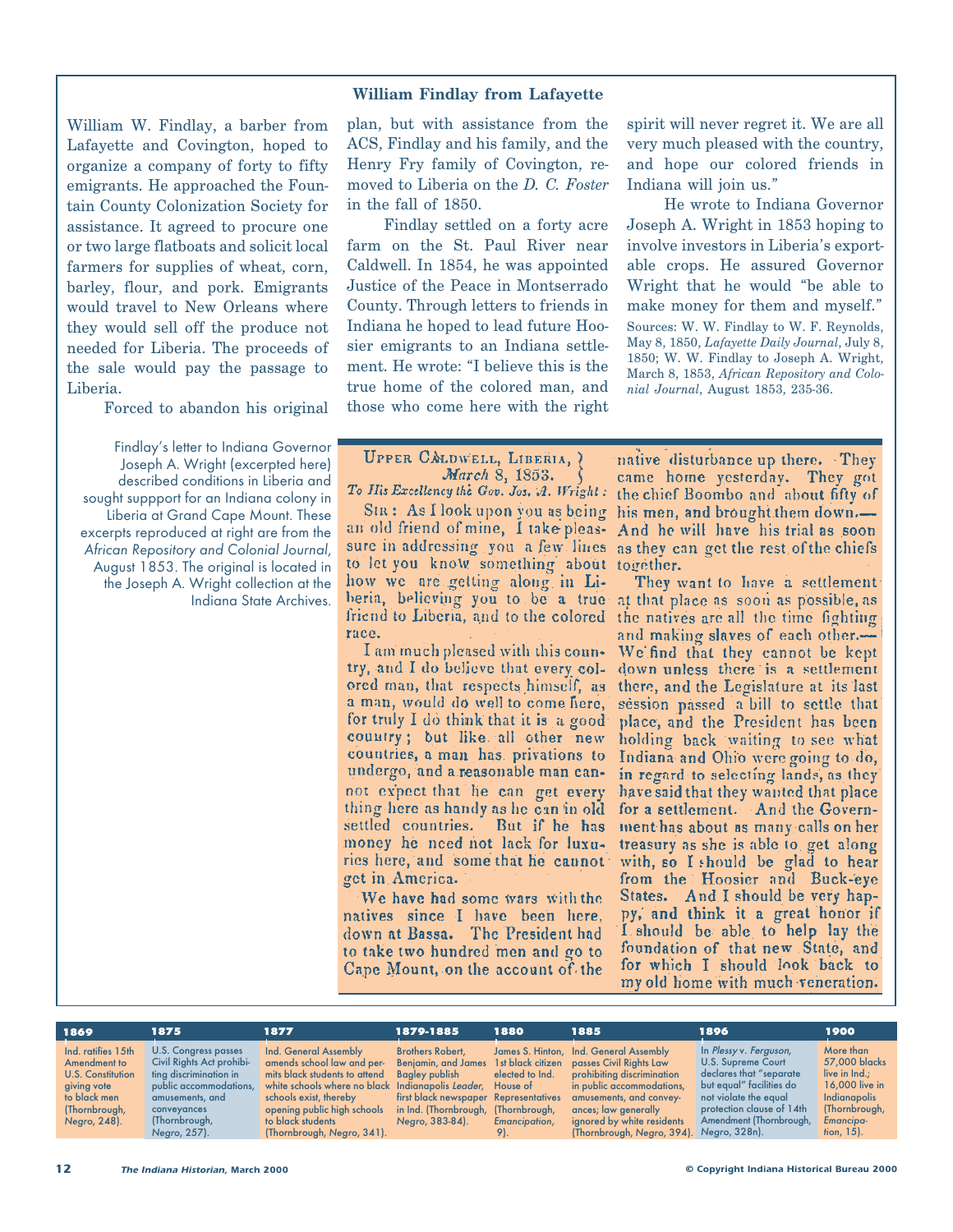### William Findlay from Lafayette

William W. Findlay, a barber from Lafayette and Covington, hoped to organize a company of forty to fifty emigrants. He approached the Fountain County Colonization Society for assistance. It agreed to procure one or two large flatboats and solicit local farmers for supplies of wheat, corn, barley, flour, and pork. Emigrants would travel to New Orleans where they would sell off the produce not needed for Liberia. The proceeds of the sale would pay the passage to Liberia.

Forced to abandon his original plan, but with assistance from the ACS, Findlay and his family, and the Henry Fry family of Covington, removed to Liberia on the *D. C. Foster* in the fall of 1850.

Findlay settled on a forty acre farm on the St. Paul River near Caldwell. In 1854, he was appointed Justice of the Peace in Montserrado County. Through letters to friends in Indiana he hoped to lead future Hoosier emigrants to an Indiana settlement. He wrote: "I believe this is the true home of the colored man, and those who come here with the right spirit will never regret it. We are all very much pleased with the country, and hope our colored friends in Indiana will join us."

He wrote to Indiana Governor Joseph A. Wright in 1853 hoping to involve investors in Liberia's exportable crops. He assured Governor Wright that he would "be able to make money for them and myself."

Sources: W. W. Findlay to W. F. Reynolds, May 8, 1850, *Lafayette Daily Journal*, July 8, 1850; W. W. Findlay to Joseph A. Wright, March 8, 1853, *African Repository and Colonial Journal*, August 1853, 235-36.

Findlay's letter to Indiana Governor Joseph A. Wright (excerpted here) described conditions in Liberia and sought suppport for an Indiana colony in Liberia at Grand Cape Mount. These excerpts reproduced at right are from the *African Repository and Colonial Journal*, August 1853. The original is located in the Joseph A. Wright collection at the Indiana State Archives.

UPPER CALDWELL, LIBERIA,
*March* 8, 1853.

*To His Excellency the Gov. Jos. A. Wright:*

SIR: As I look upon you as being an old friend of mine, I take pleasure in addressing you a few lines to let you know something about how we are getting along in Liberia, believing you to be a true friend to Liberia, and to the colored race.

I am much pleased with this country, and I do believe that every colored man, that respects himself, as a man, would do well to come here, for truly I do think that it is a good country; but like all other new countries, a man has privations to undergo, and a reasonable man cannot expect that he can get every thing here as handy as he can in old settled countries. But if he has money he need not lack for luxuries here, and some that he cannot get in America.

We have had some wars with the natives since I have been here, down at Bassa. The President had to take two hundred men and go to Cape Mount, on the account of the native disturbance up there. They came home yesterday. They got the chief Boombo and about fifty of his men, and brought them down.—And he will have his trial as soon as they can get the rest of the chiefs together.

They want to have a settlement at that place as soon as possible, as the natives are all the time fighting and making slaves of each other.—We find that they cannot be kept down unless there is a settlement there, and the Legislature at its last session passed a bill to settle that place, and the President has been holding back waiting to see what Indiana and Ohio were going to do, in regard to selecting lands, as they have said that they wanted that place for a settlement. And the Government has about as many calls on her treasury as she is able to get along with, so I should be glad to hear from the Hoosier and Buck-eye States. And I should be very happy, and think it a great honor if I should be able to help lay the foundation of that new State, and for which I should look back to my old home with much veneration.

| 1869 | 1875 | 1877 | 1879-1885 | 1880 | 1885 | 1896 | 1900 |
|---|---|---|---|---|---|---|---|
| Ind. ratifies 15th Amendment to U.S. Constitution giving vote to black men (Thornbrough, *Negro*, 248). | U.S. Congress passes Civil Rights Act prohibiting discrimination in public accommodations, amusements, and conveyances (Thornbrough, *Negro*, 257). | Ind. General Assembly amends school law and permits black students to attend white schools where no black schools exist, thereby opening public high schools to black students (Thornbrough, *Negro*, 341). | Brothers Robert, Benjamin, and James Bagley publish Indianapolis *Leader*, first black newspaper in Ind. (Thornbrough, *Negro*, 383-84). | James S. Hinton, 1st black citizen elected to Ind. House of Representatives (Thornbrough, *Emancipation*, 9). | Ind. General Assembly passes Civil Rights Law prohibiting discrimination in public accommodations, amusements, and conveyances; law generally ignored by white residents (Thornbrough, *Negro*, 394). | In *Plessy* v. *Ferguson*, U.S. Supreme Court declares that "separate but equal" facilities do not violate the equal protection clause of 14th Amendment (Thornbrough, *Negro*, 328n). | More than 57,000 blacks live in Ind.; 16,000 live in Indianapolis (Thornbrough, *Emancipation*, 15). |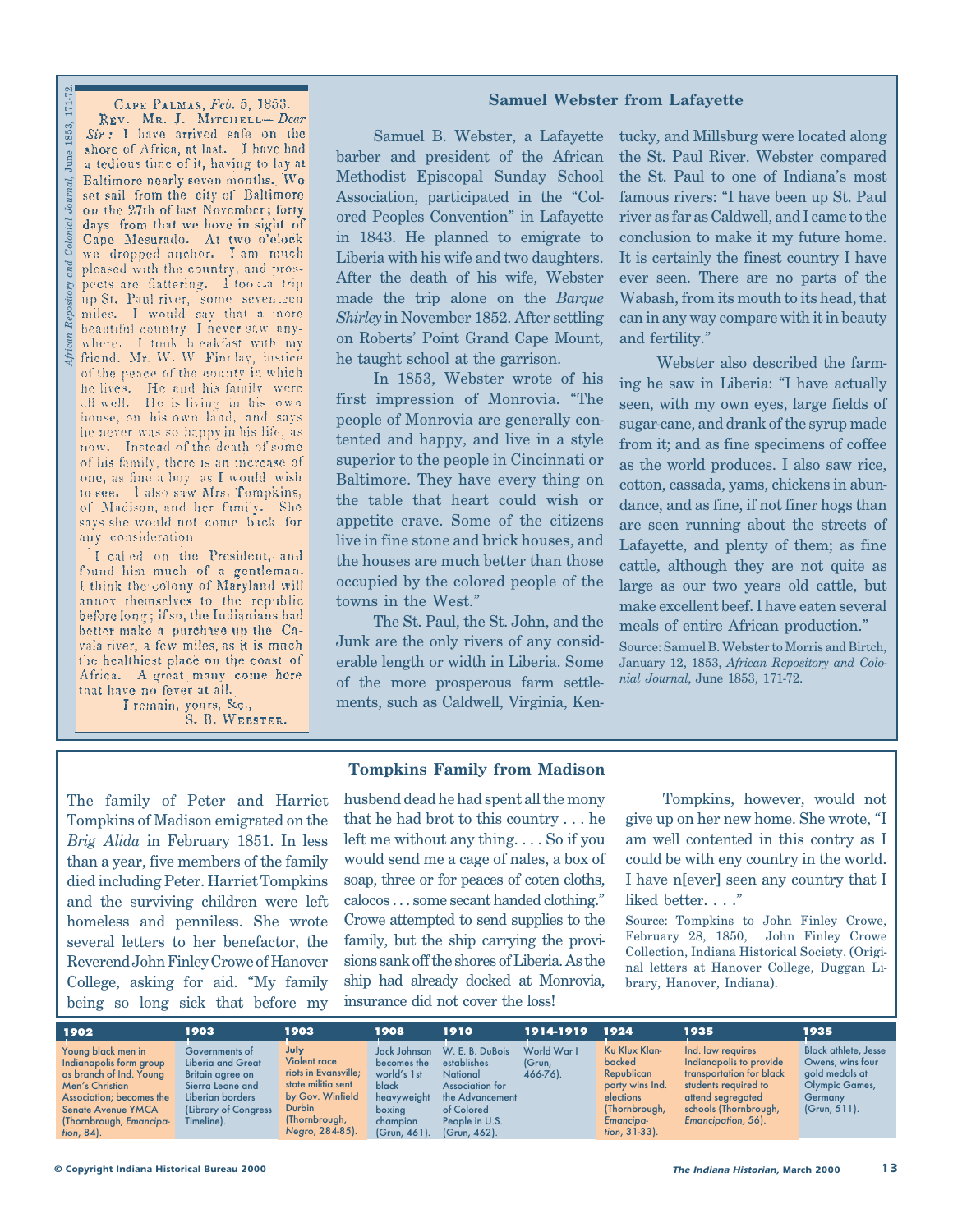CAPE PALMAS, *Feb.* 5, 1853.

REV. MR. J. MITCHELL—*Dear Sir:* I have arrived safe on the shore of Africa, at last. I have had a tedious time of it, having to lay at Baltimore nearly seven months. We set sail from the city of Baltimore on the 27th of last November; forty days from that we hove in sight of Cape Mesurado. At two o'clock we dropped anchor. I am much pleased with the country, and prospects are flattering. I took a trip up St. Paul river, some seventeen miles. I would say that a more beautiful country I never saw anywhere. I took breakfast with my friend. Mr. W. W. Findlay, justice of the peace of the county in which he lives. He and his family were all well. He is living in his own house, on his own land, and says he never was so happy in his life, as now. Instead of the death of some of his family, there is an increase of one, as fine a boy as I would wish to see. I also saw Mrs. Tompkins, of Madison, and her family. She says she would not come back for any consideration.

I called on the President, and found him much of a gentleman. I think the colony of Maryland will annex themselves to the republic before long; if so, the Indianians had better make a purchase up the Cavala river, a few miles, as it is much the healthiest place on the coast of Africa. A great many come here that have no fever at all.

I remain, yours, &c.,

S. B. WEBSTER.

*African Repository and Colonial Journal*, June 1853, 171-72.

## Samuel Webster from Lafayette

Samuel B. Webster, a Lafayette barber and president of the African Methodist Episcopal Sunday School Association, participated in the "Colored Peoples Convention" in Lafayette in 1843. He planned to emigrate to Liberia with his wife and two daughters. After the death of his wife, Webster made the trip alone on the *Barque Shirley* in November 1852. After settling on Roberts' Point Grand Cape Mount, he taught school at the garrison.

In 1853, Webster wrote of his first impression of Monrovia. "The people of Monrovia are generally contented and happy, and live in a style superior to the people in Cincinnati or Baltimore. They have every thing on the table that heart could wish or appetite crave. Some of the citizens live in fine stone and brick houses, and the houses are much better than those occupied by the colored people of the towns in the West."

The St. Paul, the St. John, and the Junk are the only rivers of any considerable length or width in Liberia. Some of the more prosperous farm settlements, such as Caldwell, Virginia, Kentucky, and Millsburg were located along the St. Paul River. Webster compared the St. Paul to one of Indiana's most famous rivers: "I have been up St. Paul river as far as Caldwell, and I came to the conclusion to make it my future home. It is certainly the finest country I have ever seen. There are no parts of the Wabash, from its mouth to its head, that can in any way compare with it in beauty and fertility."

Webster also described the farming he saw in Liberia: "I have actually seen, with my own eyes, large fields of sugar-cane, and drank of the syrup made from it; and as fine specimens of coffee as the world produces. I also saw rice, cotton, cassada, yams, chickens in abundance, and as fine, if not finer hogs than are seen running about the streets of Lafayette, and plenty of them; as fine cattle, although they are not quite as large as our two years old cattle, but make excellent beef. I have eaten several meals of entire African production."

Source: Samuel B. Webster to Morris and Birtch, January 12, 1853, *African Repository and Colonial Journal*, June 1853, 171-72.

## Tompkins Family from Madison

The family of Peter and Harriet Tompkins of Madison emigrated on the *Brig Alida* in February 1851. In less than a year, five members of the family died including Peter. Harriet Tompkins and the surviving children were left homeless and penniless. She wrote several letters to her benefactor, the Reverend John Finley Crowe of Hanover College, asking for aid. "My family being so long sick that before my husband dead he had spent all the mony that he had brot to this country . . . he left me without any thing. . . . So if you would send me a cage of nales, a box of soap, three or for peaces of coten cloths, calocos . . . some secant handed clothing." Crowe attempted to send supplies to the family, but the ship carrying the provisions sank off the shores of Liberia. As the ship had already docked at Monrovia, insurance did not cover the loss!

Tompkins, however, would not give up on her new home. She wrote, "I am well contented in this contry as I could be with eny country in the world. I have n[ever] seen any country that I liked better. . . ."

Source: Tompkins to John Finley Crowe, February 28, 1850, John Finley Crowe Collection, Indiana Historical Society. (Original letters at Hanover College, Duggan Library, Hanover, Indiana).

| 1902 | 1903 | 1903 | 1908 | 1910 | 1914-1919 | 1924 | 1935 | 1935 |
|---|---|---|---|---|---|---|---|---|
| Young black men in Indianapolis form group as branch of Ind. Young Men's Christian Association; becomes the Senate Avenue YMCA (Thornbrough, *Emancipation*, 84). | Governments of Liberia and Great Britain agree on Sierra Leone and Liberian borders (Library of Congress Timeline). | July Violent race riots in Evansville; state militia sent by Gov. Winfield Durbin (Thornbrough, *Negro*, 284-85). | Jack Johnson becomes the world's 1st black heavyweight boxing champion (Grun, 461). | W. E. B. DuBois establishes National Association for the Advancement of Colored People in U.S. (Grun, 462). | World War I (Grun, 466-76). | Ku Klux Klan-backed Republican party wins Ind. elections (Thornbrough, *Emancipation*, 31-33). | Ind. law requires Indianapolis to provide transportation for black students required to attend segregated schools (Thornbrough, *Emancipation*, 56). | Black athlete, Jesse Owens, wins four gold medals at Olympic Games, Germany (Grun, 511). |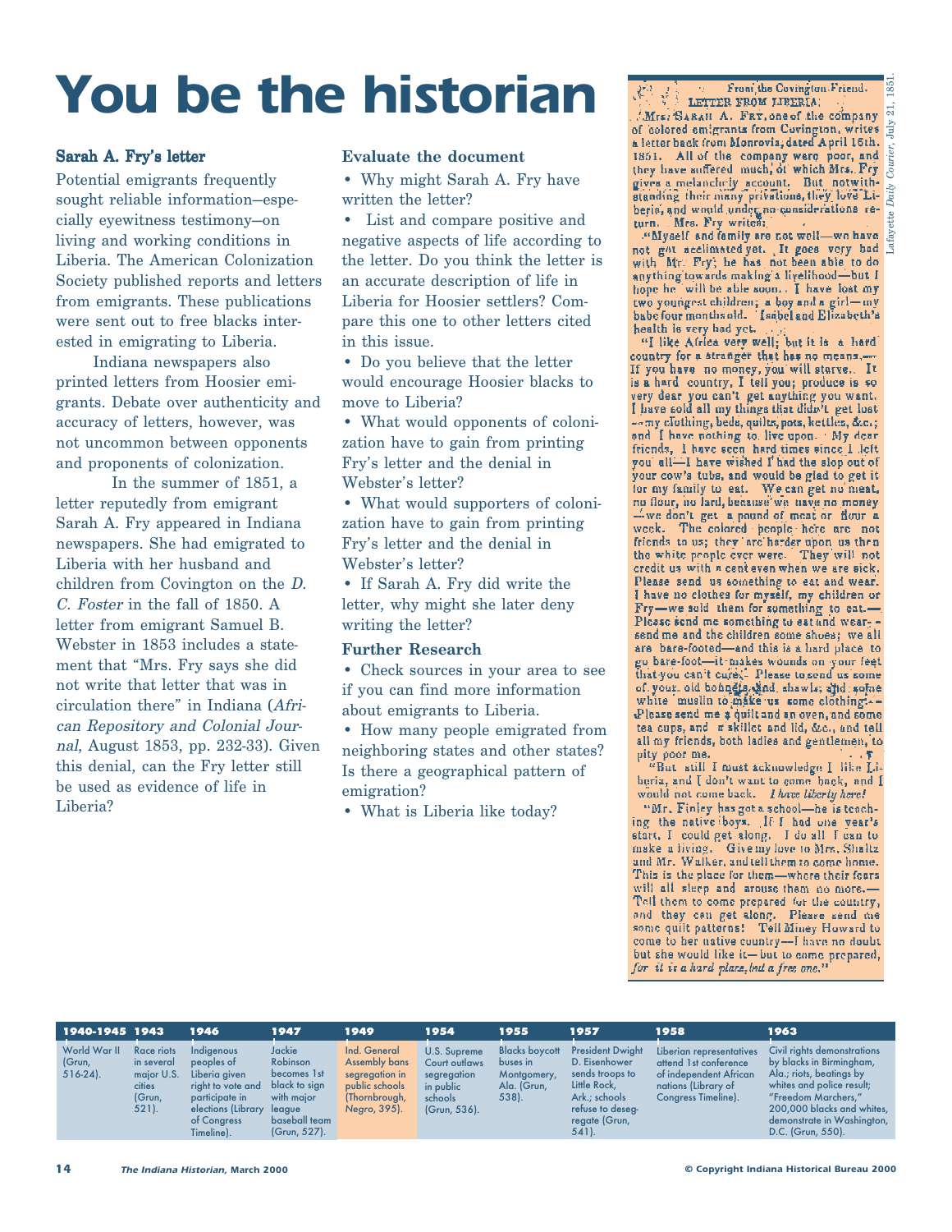# You be the historian

### Sarah A. Fry's letter

Potential emigrants frequently sought reliable information—especially eyewitness testimony—on living and working conditions in Liberia. The American Colonization Society published reports and letters from emigrants. These publications were sent out to free blacks interested in emigrating to Liberia.

Indiana newspapers also printed letters from Hoosier emigrants. Debate over authenticity and accuracy of letters, however, was not uncommon between opponents and proponents of colonization.

In the summer of 1851, a letter reputedly from emigrant Sarah A. Fry appeared in Indiana newspapers. She had emigrated to Liberia with her husband and children from Covington on the *D. C. Foster* in the fall of 1850. A letter from emigrant Samuel B. Webster in 1853 includes a statement that "Mrs. Fry says she did not write that letter that was in circulation there" in Indiana (*African Repository and Colonial Journal*, August 1853, pp. 232-33). Given this denial, can the Fry letter still be used as evidence of life in Liberia?

### Evaluate the document

- Why might Sarah A. Fry have written the letter?
- List and compare positive and negative aspects of life according to the letter. Do you think the letter is an accurate description of life in Liberia for Hoosier settlers? Compare this one to other letters cited in this issue.
- Do you believe that the letter would encourage Hoosier blacks to move to Liberia?
- What would opponents of colonization have to gain from printing Fry's letter and the denial in Webster's letter?
- What would supporters of colonization have to gain from printing Fry's letter and the denial in Webster's letter?
- If Sarah A. Fry did write the letter, why might she later deny writing the letter?

### Further Research

- Check sources in your area to see if you can find more information about emigrants to Liberia.
- How many people emigrated from neighboring states and other states? Is there a geographical pattern of emigration?
- What is Liberia like today?

---

From the Covington Friend.
LETTER FROM LIBERIA.

Mrs. Sarah A. Fry, one of the company of colored emigrants from Covington, writes a letter back from Monrovia, dated April 15th, 1851. All of the company were poor, and they have suffered much, of which Mrs. Fry gives a melancholy account. But notwithstanding their many privations, they love Liberia, and would under no considerations return. Mrs. Fry writes:

"Myself and family are not well—we have not got acclimated yet. It goes very bad with Mr. Fry; he has not been able to do anything towards making a livelihood—but I hope he will be able soon. I have lost my two youngest children; a boy and a girl—my babe four months old. Isabel and Elizabeth's health is very bad yet.

"I like Africa very well; but it is a hard country for a stranger that has no means.—If you have no money, you will starve. It is a hard country, I tell you; produce is so very dear you can't get anything you want. I have sold all my things that didn't get lost—my clothing, beds, quilts, pots, kettles, &c.; and I have nothing to live upon. My dear friends, I have seen hard times since I left you all—I have wished I had the slop out of your cow's tubs, and would be glad to get it for my family to eat. We can get no meat, no flour, no lard, because we have no money—we don't get a pound of meat or flour a week. The colored people here are not friends to us; they are harder upon us then the white people ever were. They will not credit us with a cent even when we are sick. Please send us something to eat and wear. I have no clothes for myself, my children or Fry—we sold them for something to eat.—Please send me something to eat and wear;—send me and the children some shoes; we all are bare-footed—and this is a hard place to go bare-foot—it makes wounds on your feet that you can't cure. Please to send us some of your old bonnets, and shawls; and some white muslin to make us some clothing.—Please send me a quilt and an oven, and some tea cups, and a skillet and lid, &c., and tell all my friends, both ladies and gentlemen, to pity poor me.

"But still I must acknowledge I like Liberia, and I don't want to come back, and I would not come back. *I have liberty here!*

"Mr. Finley has got a school—he is teaching the native boys. If I had one year's start, I could get along. I do all I can to make a living. Give my love to Mrs. Shaltz and Mr. Walker, and tell them to come home. This is the place for them—where their fears will all sleep and arouse them no more.—Tell them to come prepared for the country, and they can get along. Please send me some quilt patterns! Tell Miney Howard to come to her native country—I have no doubt but she would like it—but to come prepared, *for it is a hard place, but a free one.*"

*Lafayette Daily Courier*, July 21, 1851.

---

| 1940-1945 | 1943 | 1946 | 1947 | 1949 | 1954 | 1955 | 1957 | 1958 | 1963 |
|---|---|---|---|---|---|---|---|---|---|
| World War II (Grun, 516-24). | Race riots in several major U.S. cities (Grun, 521). | Indigenous peoples of Liberia given right to vote and participate in elections (Library of Congress Timeline). | Jackie Robinson becomes 1st black to sign with major league baseball team (Grun, 527). | Ind. General Assembly bans segregation in public schools (Thornbrough, *Negro*, 395). | U.S. Supreme Court outlaws segregation in public schools (Grun, 536). | Blacks boycott buses in Montgomery, Ala. (Grun, 538). | President Dwight D. Eisenhower sends troops to Little Rock, Ark.; schools refuse to desegregate (Grun, 541). | Liberian representatives attend 1st conference of independent African nations (Library of Congress Timeline). | Civil rights demonstrations by blacks in Birmingham, Ala.; riots, beatings by whites and police result; "Freedom Marchers," 200,000 blacks and whites, demonstrate in Washington, D.C. (Grun, 550). |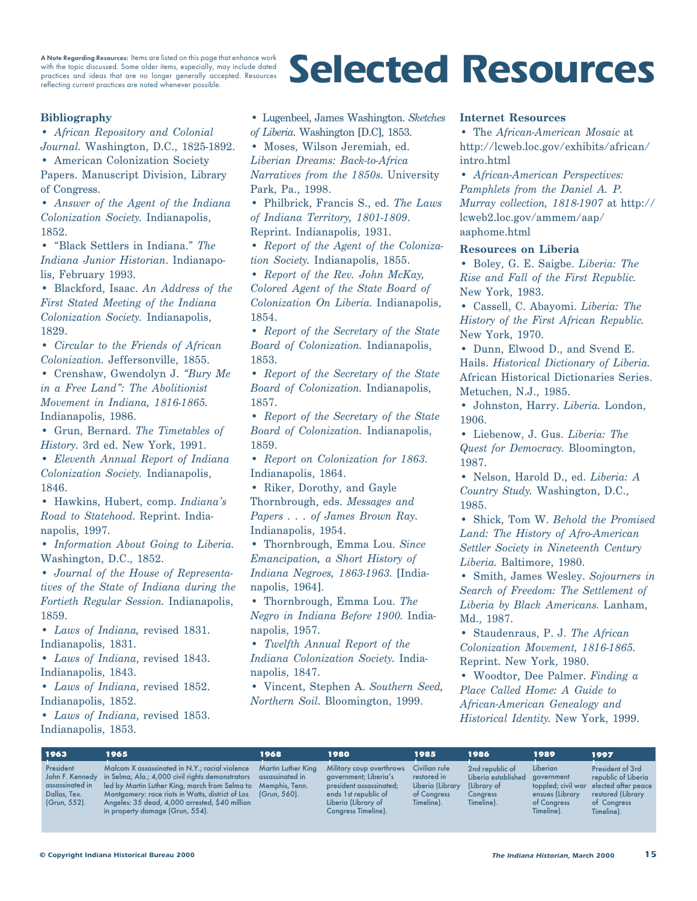**A Note Regarding Resources:** Items are listed on this page that enhance work with the topic discussed. Some older items, especially, may include dated practices and ideas that are no longer generally accepted. Resources reflecting current practices are noted whenever possible.

# Selected Resources

### Bibliography

- *African Repository and Colonial Journal.* Washington, D.C., 1825-1892.
- American Colonization Society Papers. Manuscript Division, Library of Congress.
- *Answer of the Agent of the Indiana Colonization Society.* Indianapolis, 1852.
- "Black Settlers in Indiana." *The Indiana Junior Historian.* Indianapolis, February 1993.
- Blackford, Isaac. *An Address of the First Stated Meeting of the Indiana Colonization Society.* Indianapolis, 1829.
- *Circular to the Friends of African Colonization.* Jeffersonville, 1855.
- Crenshaw, Gwendolyn J. *"Bury Me in a Free Land": The Abolitionist Movement in Indiana, 1816-1865.* Indianapolis, 1986.
- Grun, Bernard. *The Timetables of History.* 3rd ed. New York, 1991.
- *Eleventh Annual Report of Indiana Colonization Society.* Indianapolis, 1846.
- Hawkins, Hubert, comp. *Indiana's Road to Statehood.* Reprint. Indianapolis, 1997.
- *Information About Going to Liberia.* Washington, D.C., 1852.
- *Journal of the House of Representatives of the State of Indiana during the Fortieth Regular Session.* Indianapolis, 1859.
- *Laws of Indiana,* revised 1831. Indianapolis, 1831.
- *Laws of Indiana,* revised 1843. Indianapolis, 1843.
- *Laws of Indiana,* revised 1852. Indianapolis, 1852.
- *Laws of Indiana,* revised 1853. Indianapolis, 1853.
- Lugenbeel, James Washington. *Sketches of Liberia.* Washington [D.C], 1853.
- Moses, Wilson Jeremiah, ed. *Liberian Dreams: Back-to-Africa Narratives from the 1850s.* University Park, Pa., 1998.
- Philbrick, Francis S., ed. *The Laws of Indiana Territory, 1801-1809.* Reprint. Indianapolis, 1931.
- *Report of the Agent of the Colonization Society.* Indianapolis, 1855.
- *Report of the Rev. John McKay, Colored Agent of the State Board of Colonization On Liberia.* Indianapolis, 1854.
- *Report of the Secretary of the State Board of Colonization.* Indianapolis, 1853.
- *Report of the Secretary of the State Board of Colonization.* Indianapolis, 1857.
- *Report of the Secretary of the State Board of Colonization.* Indianapolis, 1859.
- *Report on Colonization for 1863.* Indianapolis, 1864.
- Riker, Dorothy, and Gayle Thornbrough, eds. *Messages and Papers . . . of James Brown Ray.* Indianapolis, 1954.
- Thornbrough, Emma Lou. *Since Emancipation, a Short History of Indiana Negroes, 1863-1963.* [Indianapolis, 1964].
- Thornbrough, Emma Lou. *The Negro in Indiana Before 1900.* Indianapolis, 1957.
- *Twelfth Annual Report of the Indiana Colonization Society.* Indianapolis, 1847.
- Vincent, Stephen A. *Southern Seed, Northern Soil.* Bloomington, 1999.

### Internet Resources

- The *African-American Mosaic* at http://lcweb.loc.gov/exhibits/african/intro.html
- *African-American Perspectives: Pamphlets from the Daniel A. P. Murray collection, 1818-1907* at http://lcweb2.loc.gov/ammem/aap/aaphome.html

### Resources on Liberia

- Boley, G. E. Saigbe. *Liberia: The Rise and Fall of the First Republic.* New York, 1983.
- Cassell, C. Abayomi. *Liberia: The History of the First African Republic.* New York, 1970.
- Dunn, Elwood D., and Svend E. Hails. *Historical Dictionary of Liberia.* African Historical Dictionaries Series. Metuchen, N.J., 1985.
- Johnston, Harry. *Liberia.* London, 1906.
- Liebenow, J. Gus. *Liberia: The Quest for Democracy.* Bloomington, 1987.
- Nelson, Harold D., ed. *Liberia: A Country Study.* Washington, D.C., 1985.
- Shick, Tom W. *Behold the Promised Land: The History of Afro-American Settler Society in Nineteenth Century Liberia.* Baltimore, 1980.
- Smith, James Wesley. *Sojourners in Search of Freedom: The Settlement of Liberia by Black Americans.* Lanham, Md., 1987.
- Staudenraus, P. J. *The African Colonization Movement, 1816-1865.* Reprint. New York, 1980.
- Woodtor, Dee Palmer. *Finding a Place Called Home: A Guide to African-American Genealogy and Historical Identity.* New York, 1999.

| 1963 | 1965 | 1968 | 1980 | 1985 | 1986 | 1989 | 1997 |
|---|---|---|---|---|---|---|---|
| President John F. Kennedy assassinated in Dallas, Tex. (Grun, 552). | Malcom X assassinated in N.Y.; racial violence in Selma, Ala.; 4,000 civil rights demonstrators led by Martin Luther King, march from Selma to Montgomery: race riots in Watts, district of Los Angeles: 35 dead, 4,000 arrested, $40 million in property damage (Grun, 554). | Martin Luther King assassinated in Memphis, Tenn. (Grun, 560). | Military coup overthrows government; Liberia's president assassinated; ends 1st republic of Liberia (Library of Congress Timeline). | Civilian rule restored in Liberia (Library of Congress Timeline). | 2nd republic of Liberia established (Library of Congress Timeline). | Liberian government toppled; civil war ensues (Library of Congress Timeline). | President of 3rd republic of Liberia elected after peace restored (Library of Congress Timeline). |

© Copyright Indiana Historical Bureau 2000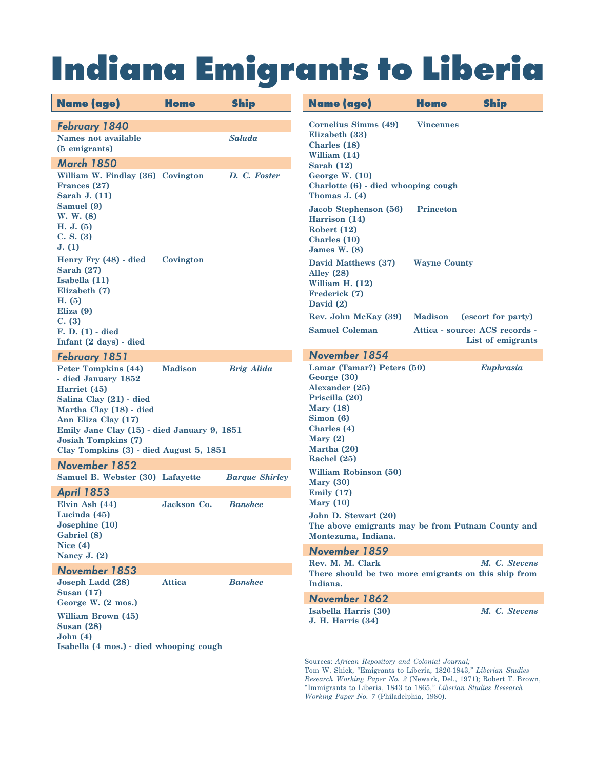# Indiana Emigrants to Liberia

| Name (age) | Home | Ship |
|---|---|---|
| **February 1840** | | |
| Names not available (5 emigrants) | | *Saluda* |
| **March 1850** | | |
| William W. Findlay (36) | Covington | *D. C. Foster* |
| Frances (27) | | |
| Sarah J. (11) | | |
| Samuel (9) | | |
| W. W. (8) | | |
| H. J. (5) | | |
| C. S. (3) | | |
| J. (1) | | |
| Henry Fry (48) - died | Covington | |
| Sarah (27) | | |
| Isabella (11) | | |
| Elizabeth (7) | | |
| H. (5) | | |
| Eliza (9) | | |
| C. (3) | | |
| F. D. (1) - died | | |
| Infant (2 days) - died | | |
| **February 1851** | | |
| Peter Tompkins (44) - died January 1852 | Madison | *Brig Alida* |
| Harriet (45) | | |
| Salina Clay (21) - died | | |
| Martha Clay (18) - died | | |
| Ann Eliza Clay (17) | | |
| Emily Jane Clay (15) - died January 9, 1851 | | |
| Josiah Tompkins (7) | | |
| Clay Tompkins (3) - died August 5, 1851 | | |
| **November 1852** | | |
| Samuel B. Webster (30) | Lafayette | *Barque Shirley* |
| **April 1853** | | |
| Elvin Ash (44) | Jackson Co. | *Banshee* |
| Lucinda (45) | | |
| Josephine (10) | | |
| Gabriel (8) | | |
| Nice (4) | | |
| Nancy J. (2) | | |
| **November 1853** | | |
| Joseph Ladd (28) | Attica | *Banshee* |
| Susan (17) | | |
| George W. (2 mos.) | | |
| William Brown (45) | | |
| Susan (28) | | |
| John (4) | | |
| Isabella (4 mos.) - died whooping cough | | |
| Cornelius Simms (49) | Vincennes | |
| Elizabeth (33) | | |
| Charles (18) | | |
| William (14) | | |
| Sarah (12) | | |
| George W. (10) | | |
| Charlotte (6) - died whooping cough | | |
| Thomas J. (4) | | |
| Jacob Stephenson (56) | Princeton | |
| Harrison (14) | | |
| Robert (12) | | |
| Charles (10) | | |
| James W. (8) | | |
| David Matthews (37) | Wayne County | |
| Alley (28) | | |
| William H. (12) | | |
| Frederick (7) | | |
| David (2) | | |
| Rev. John McKay (39) | Madison | (escort for party) |
| Samuel Coleman | Attica - source: ACS records - List of emigrants | |
| **November 1854** | | |
| Lamar (Tamar?) Peters (50) | | *Euphrasia* |
| George (30) | | |
| Alexander (25) | | |
| Priscilla (20) | | |
| Mary (18) | | |
| Simon (6) | | |
| Charles (4) | | |
| Mary (2) | | |
| Martha (20) | | |
| Rachel (25) | | |
| William Robinson (50) | | |
| Mary (30) | | |
| Emily (17) | | |
| Mary (10) | | |
| John D. Stewart (20) | | |
| The above emigrants may be from Putnam County and Montezuma, Indiana. | | |
| **November 1859** | | |
| Rev. M. M. Clark | | *M. C. Stevens* |
| There should be two more emigrants on this ship from Indiana. | | |
| **November 1862** | | |
| Isabella Harris (30) | | *M. C. Stevens* |
| J. H. Harris (34) | | |

Sources: *African Repository and Colonial Journal;* Tom W. Shick, "Emigrants to Liberia, 1820-1843," *Liberian Studies Research Working Paper No. 2* (Newark, Del., 1971); Robert T. Brown, "Immigrants to Liberia, 1843 to 1865," *Liberian Studies Research Working Paper No. 7* (Philadelphia, 1980).